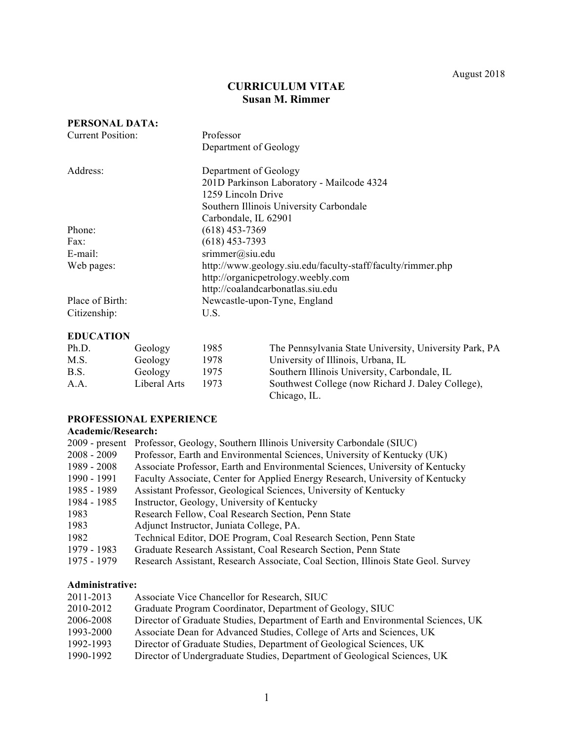August 2018

# CURRICULUM VITAE
# Susan M. Rimmer

## PERSONAL DATA:

| | |
|---|---|
| Current Position: | Professor<br>Department of Geology |
| Address: | Department of Geology<br>201D Parkinson Laboratory - Mailcode 4324<br>1259 Lincoln Drive<br>Southern Illinois University Carbondale<br>Carbondale, IL 62901 |
| Phone: | (618) 453-7369 |
| Fax: | (618) 453-7393 |
| E-mail: | srimmer@siu.edu |
| Web pages: | http://www.geology.siu.edu/faculty-staff/faculty/rimmer.php<br>http://organicpetrology.weebly.com<br>http://coalandcarbonatlas.siu.edu |
| Place of Birth: | Newcastle-upon-Tyne, England |
| Citizenship: | U.S. |

## EDUCATION

| | | | |
|---|---|---|---|
| Ph.D. | Geology | 1985 | The Pennsylvania State University, University Park, PA |
| M.S. | Geology | 1978 | University of Illinois, Urbana, IL |
| B.S. | Geology | 1975 | Southern Illinois University, Carbondale, IL |
| A.A. | Liberal Arts | 1973 | Southwest College (now Richard J. Daley College), Chicago, IL. |

## PROFESSIONAL EXPERIENCE

### Academic/Research:

| | |
|---|---|
| 2009 - present | Professor, Geology, Southern Illinois University Carbondale (SIUC) |
| 2008 - 2009 | Professor, Earth and Environmental Sciences, University of Kentucky (UK) |
| 1989 - 2008 | Associate Professor, Earth and Environmental Sciences, University of Kentucky |
| 1990 - 1991 | Faculty Associate, Center for Applied Energy Research, University of Kentucky |
| 1985 - 1989 | Assistant Professor, Geological Sciences, University of Kentucky |
| 1984 - 1985 | Instructor, Geology, University of Kentucky |
| 1983 | Research Fellow, Coal Research Section, Penn State |
| 1983 | Adjunct Instructor, Juniata College, PA. |
| 1982 | Technical Editor, DOE Program, Coal Research Section, Penn State |
| 1979 - 1983 | Graduate Research Assistant, Coal Research Section, Penn State |
| 1975 - 1979 | Research Assistant, Research Associate, Coal Section, Illinois State Geol. Survey |

### Administrative:

| | |
|---|---|
| 2011-2013 | Associate Vice Chancellor for Research, SIUC |
| 2010-2012 | Graduate Program Coordinator, Department of Geology, SIUC |
| 2006-2008 | Director of Graduate Studies, Department of Earth and Environmental Sciences, UK |
| 1993-2000 | Associate Dean for Advanced Studies, College of Arts and Sciences, UK |
| 1992-1993 | Director of Graduate Studies, Department of Geological Sciences, UK |
| 1990-1992 | Director of Undergraduate Studies, Department of Geological Sciences, UK |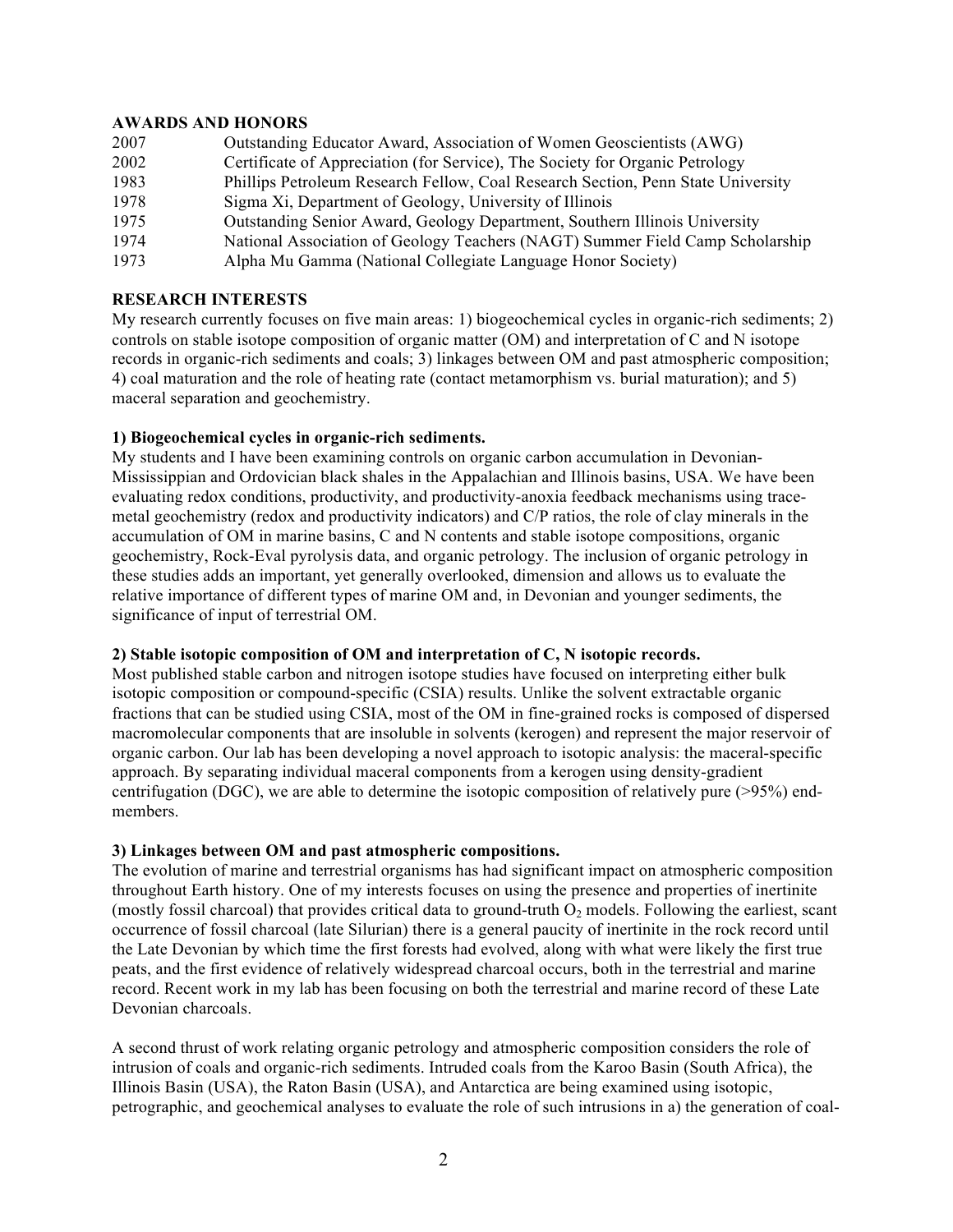## AWARDS AND HONORS

| | |
|---|---|
| 2007 | Outstanding Educator Award, Association of Women Geoscientists (AWG) |
| 2002 | Certificate of Appreciation (for Service), The Society for Organic Petrology |
| 1983 | Phillips Petroleum Research Fellow, Coal Research Section, Penn State University |
| 1978 | Sigma Xi, Department of Geology, University of Illinois |
| 1975 | Outstanding Senior Award, Geology Department, Southern Illinois University |
| 1974 | National Association of Geology Teachers (NAGT) Summer Field Camp Scholarship |
| 1973 | Alpha Mu Gamma (National Collegiate Language Honor Society) |

## RESEARCH INTERESTS

My research currently focuses on five main areas: 1) biogeochemical cycles in organic-rich sediments; 2) controls on stable isotope composition of organic matter (OM) and interpretation of C and N isotope records in organic-rich sediments and coals; 3) linkages between OM and past atmospheric composition; 4) coal maturation and the role of heating rate (contact metamorphism vs. burial maturation); and 5) maceral separation and geochemistry.

### 1) Biogeochemical cycles in organic-rich sediments.

My students and I have been examining controls on organic carbon accumulation in Devonian-Mississippian and Ordovician black shales in the Appalachian and Illinois basins, USA. We have been evaluating redox conditions, productivity, and productivity-anoxia feedback mechanisms using trace-metal geochemistry (redox and productivity indicators) and C/P ratios, the role of clay minerals in the accumulation of OM in marine basins, C and N contents and stable isotope compositions, organic geochemistry, Rock-Eval pyrolysis data, and organic petrology. The inclusion of organic petrology in these studies adds an important, yet generally overlooked, dimension and allows us to evaluate the relative importance of different types of marine OM and, in Devonian and younger sediments, the significance of input of terrestrial OM.

### 2) Stable isotopic composition of OM and interpretation of C, N isotopic records.

Most published stable carbon and nitrogen isotope studies have focused on interpreting either bulk isotopic composition or compound-specific (CSIA) results. Unlike the solvent extractable organic fractions that can be studied using CSIA, most of the OM in fine-grained rocks is composed of dispersed macromolecular components that are insoluble in solvents (kerogen) and represent the major reservoir of organic carbon. Our lab has been developing a novel approach to isotopic analysis: the maceral-specific approach. By separating individual maceral components from a kerogen using density-gradient centrifugation (DGC), we are able to determine the isotopic composition of relatively pure (>95%) end-members.

### 3) Linkages between OM and past atmospheric compositions.

The evolution of marine and terrestrial organisms has had significant impact on atmospheric composition throughout Earth history. One of my interests focuses on using the presence and properties of inertinite (mostly fossil charcoal) that provides critical data to ground-truth $O_2$ models. Following the earliest, scant occurrence of fossil charcoal (late Silurian) there is a general paucity of inertinite in the rock record until the Late Devonian by which time the first forests had evolved, along with what were likely the first true peats, and the first evidence of relatively widespread charcoal occurs, both in the terrestrial and marine record. Recent work in my lab has been focusing on both the terrestrial and marine record of these Late Devonian charcoals.

A second thrust of work relating organic petrology and atmospheric composition considers the role of intrusion of coals and organic-rich sediments. Intruded coals from the Karoo Basin (South Africa), the Illinois Basin (USA), the Raton Basin (USA), and Antarctica are being examined using isotopic, petrographic, and geochemical analyses to evaluate the role of such intrusions in a) the generation of coal-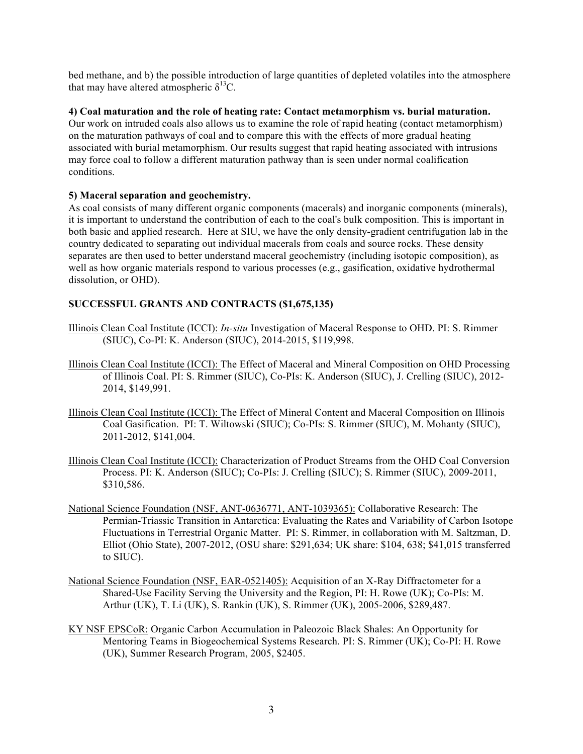bed methane, and b) the possible introduction of large quantities of depleted volatiles into the atmosphere that may have altered atmospheric $\delta^{13}C$.

**4) Coal maturation and the role of heating rate: Contact metamorphism vs. burial maturation.**

Our work on intruded coals also allows us to examine the role of rapid heating (contact metamorphism) on the maturation pathways of coal and to compare this with the effects of more gradual heating associated with burial metamorphism. Our results suggest that rapid heating associated with intrusions may force coal to follow a different maturation pathway than is seen under normal coalification conditions.

**5) Maceral separation and geochemistry.**

As coal consists of many different organic components (macerals) and inorganic components (minerals), it is important to understand the contribution of each to the coal's bulk composition. This is important in both basic and applied research. Here at SIU, we have the only density-gradient centrifugation lab in the country dedicated to separating out individual macerals from coals and source rocks. These density separates are then used to better understand maceral geochemistry (including isotopic composition), as well as how organic materials respond to various processes (e.g., gasification, oxidative hydrothermal dissolution, or OHD).

**SUCCESSFUL GRANTS AND CONTRACTS ($1,675,135)**

Illinois Clean Coal Institute (ICCI): *In-situ* Investigation of Maceral Response to OHD. PI: S. Rimmer (SIUC), Co-PI: K. Anderson (SIUC), 2014-2015, $119,998.

Illinois Clean Coal Institute (ICCI): The Effect of Maceral and Mineral Composition on OHD Processing of Illinois Coal. PI: S. Rimmer (SIUC), Co-PIs: K. Anderson (SIUC), J. Crelling (SIUC), 2012-2014, $149,991.

Illinois Clean Coal Institute (ICCI): The Effect of Mineral Content and Maceral Composition on Illinois Coal Gasification. PI: T. Wiltowski (SIUC); Co-PIs: S. Rimmer (SIUC), M. Mohanty (SIUC), 2011-2012, $141,004.

Illinois Clean Coal Institute (ICCI): Characterization of Product Streams from the OHD Coal Conversion Process. PI: K. Anderson (SIUC); Co-PIs: J. Crelling (SIUC); S. Rimmer (SIUC), 2009-2011, $310,586.

National Science Foundation (NSF, ANT-0636771, ANT-1039365): Collaborative Research: The Permian-Triassic Transition in Antarctica: Evaluating the Rates and Variability of Carbon Isotope Fluctuations in Terrestrial Organic Matter. PI: S. Rimmer, in collaboration with M. Saltzman, D. Elliot (Ohio State), 2007-2012, (OSU share: $291,634; UK share: $104, 638; $41,015 transferred to SIUC).

National Science Foundation (NSF, EAR-0521405): Acquisition of an X-Ray Diffractometer for a Shared-Use Facility Serving the University and the Region, PI: H. Rowe (UK); Co-PIs: M. Arthur (UK), T. Li (UK), S. Rankin (UK), S. Rimmer (UK), 2005-2006, $289,487.

KY NSF EPSCoR: Organic Carbon Accumulation in Paleozoic Black Shales: An Opportunity for Mentoring Teams in Biogeochemical Systems Research. PI: S. Rimmer (UK); Co-PI: H. Rowe (UK), Summer Research Program, 2005, $2405.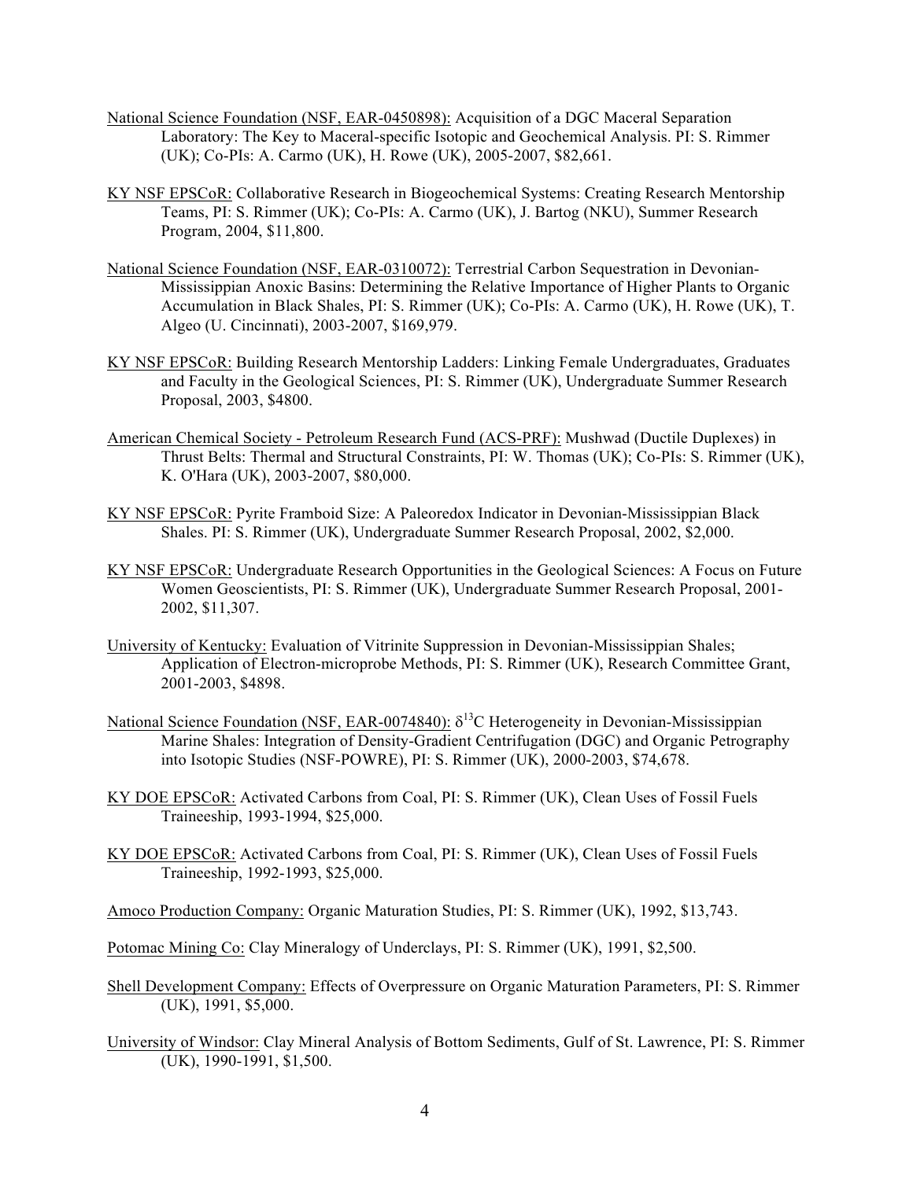National Science Foundation (NSF, EAR-0450898): Acquisition of a DGC Maceral Separation Laboratory: The Key to Maceral-specific Isotopic and Geochemical Analysis. PI: S. Rimmer (UK); Co-PIs: A. Carmo (UK), H. Rowe (UK), 2005-2007, $82,661.

KY NSF EPSCoR: Collaborative Research in Biogeochemical Systems: Creating Research Mentorship Teams, PI: S. Rimmer (UK); Co-PIs: A. Carmo (UK), J. Bartog (NKU), Summer Research Program, 2004, $11,800.

National Science Foundation (NSF, EAR-0310072): Terrestrial Carbon Sequestration in Devonian-Mississippian Anoxic Basins: Determining the Relative Importance of Higher Plants to Organic Accumulation in Black Shales, PI: S. Rimmer (UK); Co-PIs: A. Carmo (UK), H. Rowe (UK), T. Algeo (U. Cincinnati), 2003-2007, $169,979.

KY NSF EPSCoR: Building Research Mentorship Ladders: Linking Female Undergraduates, Graduates and Faculty in the Geological Sciences, PI: S. Rimmer (UK), Undergraduate Summer Research Proposal, 2003, $4800.

American Chemical Society - Petroleum Research Fund (ACS-PRF): Mushwad (Ductile Duplexes) in Thrust Belts: Thermal and Structural Constraints, PI: W. Thomas (UK); Co-PIs: S. Rimmer (UK), K. O'Hara (UK), 2003-2007, $80,000.

KY NSF EPSCoR: Pyrite Framboid Size: A Paleoredox Indicator in Devonian-Mississippian Black Shales. PI: S. Rimmer (UK), Undergraduate Summer Research Proposal, 2002, $2,000.

KY NSF EPSCoR: Undergraduate Research Opportunities in the Geological Sciences: A Focus on Future Women Geoscientists, PI: S. Rimmer (UK), Undergraduate Summer Research Proposal, 2001-2002, $11,307.

University of Kentucky: Evaluation of Vitrinite Suppression in Devonian-Mississippian Shales; Application of Electron-microprobe Methods, PI: S. Rimmer (UK), Research Committee Grant, 2001-2003, $4898.

National Science Foundation (NSF, EAR-0074840): $\delta^{13}C$ Heterogeneity in Devonian-Mississippian Marine Shales: Integration of Density-Gradient Centrifugation (DGC) and Organic Petrography into Isotopic Studies (NSF-POWRE), PI: S. Rimmer (UK), 2000-2003, $74,678.

KY DOE EPSCoR: Activated Carbons from Coal, PI: S. Rimmer (UK), Clean Uses of Fossil Fuels Traineeship, 1993-1994, $25,000.

KY DOE EPSCoR: Activated Carbons from Coal, PI: S. Rimmer (UK), Clean Uses of Fossil Fuels Traineeship, 1992-1993, $25,000.

Amoco Production Company: Organic Maturation Studies, PI: S. Rimmer (UK), 1992, $13,743.

Potomac Mining Co: Clay Mineralogy of Underclays, PI: S. Rimmer (UK), 1991, $2,500.

Shell Development Company: Effects of Overpressure on Organic Maturation Parameters, PI: S. Rimmer (UK), 1991, $5,000.

University of Windsor: Clay Mineral Analysis of Bottom Sediments, Gulf of St. Lawrence, PI: S. Rimmer (UK), 1990-1991, $1,500.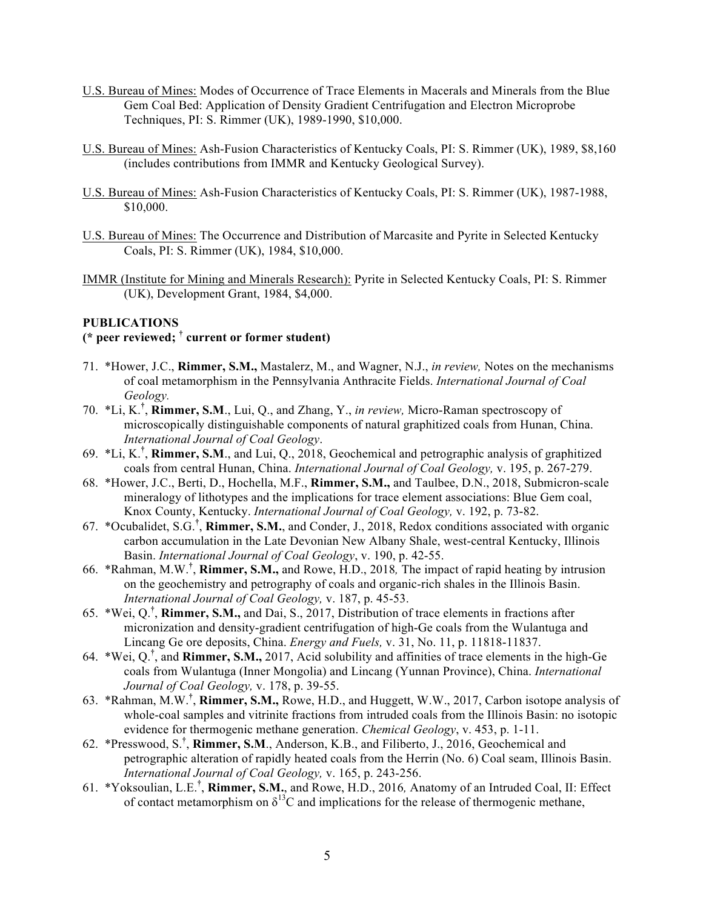U.S. Bureau of Mines: Modes of Occurrence of Trace Elements in Macerals and Minerals from the Blue Gem Coal Bed: Application of Density Gradient Centrifugation and Electron Microprobe Techniques, PI: S. Rimmer (UK), 1989-1990, $10,000.

U.S. Bureau of Mines: Ash-Fusion Characteristics of Kentucky Coals, PI: S. Rimmer (UK), 1989, $8,160 (includes contributions from IMMR and Kentucky Geological Survey).

U.S. Bureau of Mines: Ash-Fusion Characteristics of Kentucky Coals, PI: S. Rimmer (UK), 1987-1988, $10,000.

U.S. Bureau of Mines: The Occurrence and Distribution of Marcasite and Pyrite in Selected Kentucky Coals, PI: S. Rimmer (UK), 1984, $10,000.

IMMR (Institute for Mining and Minerals Research): Pyrite in Selected Kentucky Coals, PI: S. Rimmer (UK), Development Grant, 1984, $4,000.

**PUBLICATIONS**
**(* peer reviewed; † current or former student)**

71. *Hower, J.C., **Rimmer, S.M.,** Mastalerz, M., and Wagner, N.J., *in review,* Notes on the mechanisms of coal metamorphism in the Pennsylvania Anthracite Fields. *International Journal of Coal Geology.*
70. *Li, K.†, **Rimmer, S.M**., Lui, Q., and Zhang, Y., *in review,* Micro-Raman spectroscopy of microscopically distinguishable components of natural graphitized coals from Hunan, China. *International Journal of Coal Geology*.
69. *Li, K.†, **Rimmer, S.M**., and Lui, Q., 2018, Geochemical and petrographic analysis of graphitized coals from central Hunan, China. *International Journal of Coal Geology,* v. 195, p. 267-279.
68. *Hower, J.C., Berti, D., Hochella, M.F., **Rimmer, S.M.,** and Taulbee, D.N., 2018, Submicron-scale mineralogy of lithotypes and the implications for trace element associations: Blue Gem coal, Knox County, Kentucky. *International Journal of Coal Geology,* v. 192, p. 73-82.
67. *Ocubalidet, S.G.†, **Rimmer, S.M.**, and Conder, J., 2018, Redox conditions associated with organic carbon accumulation in the Late Devonian New Albany Shale, west-central Kentucky, Illinois Basin. *International Journal of Coal Geology*, v. 190, p. 42-55.
66. *Rahman, M.W.†, **Rimmer, S.M.,** and Rowe, H.D., 2018*,* The impact of rapid heating by intrusion on the geochemistry and petrography of coals and organic-rich shales in the Illinois Basin. *International Journal of Coal Geology,* v. 187, p. 45-53.
65. *Wei, Q.†, **Rimmer, S.M.,** and Dai, S., 2017, Distribution of trace elements in fractions after micronization and density-gradient centrifugation of high-Ge coals from the Wulantuga and Lincang Ge ore deposits, China. *Energy and Fuels,* v. 31, No. 11, p. 11818-11837.
64. *Wei, Q.†, and **Rimmer, S.M.,** 2017, Acid solubility and affinities of trace elements in the high-Ge coals from Wulantuga (Inner Mongolia) and Lincang (Yunnan Province), China. *International Journal of Coal Geology,* v. 178, p. 39-55.
63. *Rahman, M.W.†, **Rimmer, S.M.,** Rowe, H.D., and Huggett, W.W., 2017, Carbon isotope analysis of whole-coal samples and vitrinite fractions from intruded coals from the Illinois Basin: no isotopic evidence for thermogenic methane generation. *Chemical Geology*, v. 453, p. 1-11.
62. *Presswood, S.†, **Rimmer, S.M**., Anderson, K.B., and Filiberto, J., 2016, Geochemical and petrographic alteration of rapidly heated coals from the Herrin (No. 6) Coal seam, Illinois Basin. *International Journal of Coal Geology,* v. 165, p. 243-256.
61. *Yoksoulian, L.E.†, **Rimmer, S.M.**, and Rowe, H.D., 2016*,* Anatomy of an Intruded Coal, II: Effect of contact metamorphism on $\delta^{13}C$ and implications for the release of thermogenic methane,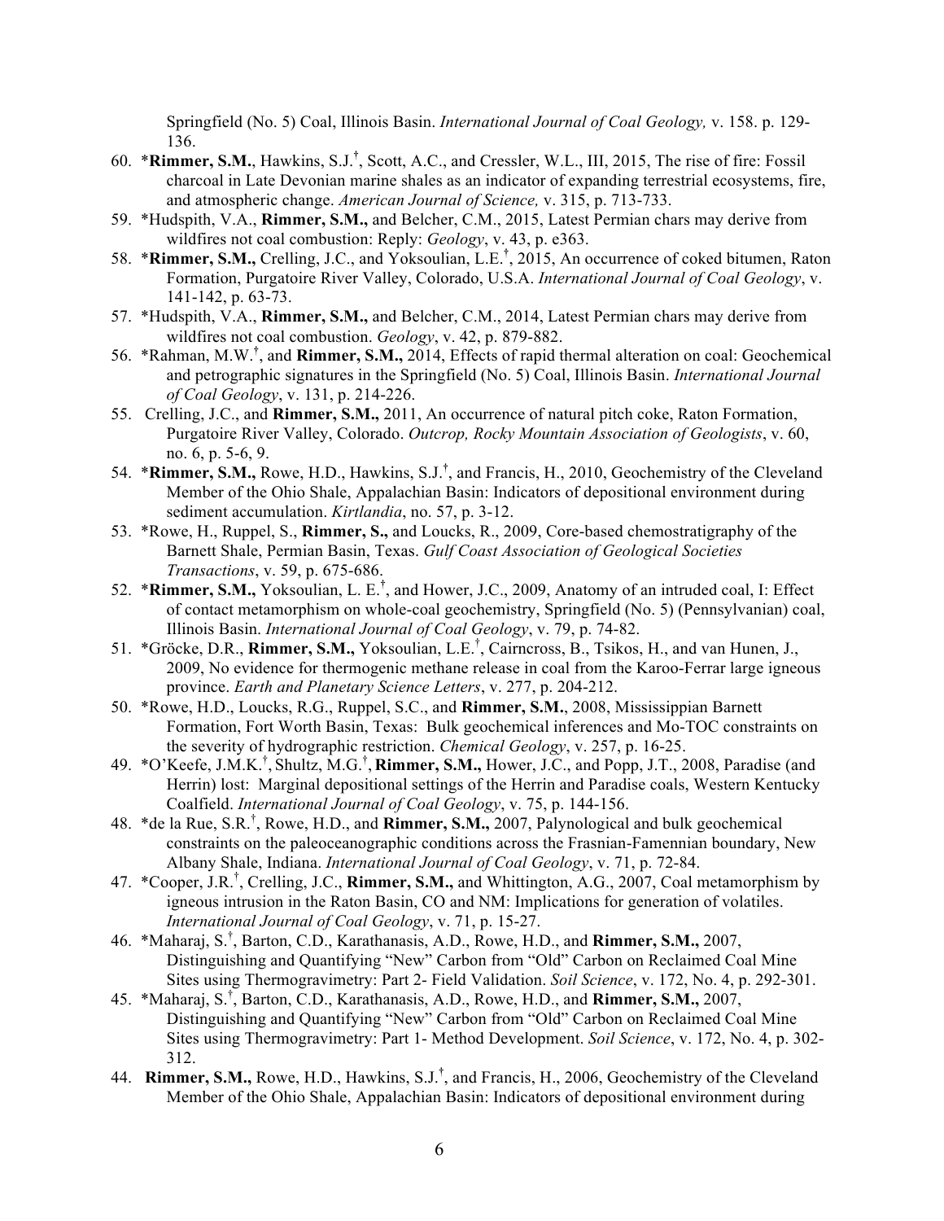Springfield (No. 5) Coal, Illinois Basin. *International Journal of Coal Geology,* v. 158. p. 129-136.

60. *\***Rimmer, S.M.**, Hawkins, S.J.[†], Scott, A.C., and Cressler, W.L., III, 2015, The rise of fire: Fossil charcoal in Late Devonian marine shales as an indicator of expanding terrestrial ecosystems, fire, and atmospheric change. *American Journal of Science,* v. 315, p. 713-733.
59. *Hudspith, V.A., **Rimmer, S.M.,** and Belcher, C.M., 2015, Latest Permian chars may derive from wildfires not coal combustion: Reply: *Geology*, v. 43, p. e363.
58. *\***Rimmer, S.M.,** Crelling, J.C., and Yoksoulian, L.E.[†], 2015, An occurrence of coked bitumen, Raton Formation, Purgatoire River Valley, Colorado, U.S.A. *International Journal of Coal Geology*, v. 141-142, p. 63-73.
57. *Hudspith, V.A., **Rimmer, S.M.,** and Belcher, C.M., 2014, Latest Permian chars may derive from wildfires not coal combustion. *Geology*, v. 42, p. 879-882.
56. *Rahman, M.W.[†], and **Rimmer, S.M.,** 2014, Effects of rapid thermal alteration on coal: Geochemical and petrographic signatures in the Springfield (No. 5) Coal, Illinois Basin. *International Journal of Coal Geology*, v. 131, p. 214-226.
55. Crelling, J.C., and **Rimmer, S.M.,** 2011, An occurrence of natural pitch coke, Raton Formation, Purgatoire River Valley, Colorado. *Outcrop, Rocky Mountain Association of Geologists*, v. 60, no. 6, p. 5-6, 9.
54. *\***Rimmer, S.M.,** Rowe, H.D., Hawkins, S.J.[†], and Francis, H., 2010, Geochemistry of the Cleveland Member of the Ohio Shale, Appalachian Basin: Indicators of depositional environment during sediment accumulation. *Kirtlandia*, no. 57, p. 3-12.
53. *Rowe, H., Ruppel, S., **Rimmer, S.,** and Loucks, R., 2009, Core-based chemostratigraphy of the Barnett Shale, Permian Basin, Texas. *Gulf Coast Association of Geological Societies Transactions*, v. 59, p. 675-686.
52. *\***Rimmer, S.M.,** Yoksoulian, L. E.[†], and Hower, J.C., 2009, Anatomy of an intruded coal, I: Effect of contact metamorphism on whole-coal geochemistry, Springfield (No. 5) (Pennsylvanian) coal, Illinois Basin. *International Journal of Coal Geology*, v. 79, p. 74-82.
51. *Gröcke, D.R., **Rimmer, S.M.,** Yoksoulian, L.E.[†], Cairncross, B., Tsikos, H., and van Hunen, J., 2009, No evidence for thermogenic methane release in coal from the Karoo-Ferrar large igneous province. *Earth and Planetary Science Letters*, v. 277, p. 204-212.
50. *Rowe, H.D., Loucks, R.G., Ruppel, S.C., and **Rimmer, S.M.**, 2008, Mississippian Barnett Formation, Fort Worth Basin, Texas: Bulk geochemical inferences and Mo-TOC constraints on the severity of hydrographic restriction. *Chemical Geology*, v. 257, p. 16-25.
49. *O'Keefe, J.M.K.[†], Shultz, M.G.[†], **Rimmer, S.M.,** Hower, J.C., and Popp, J.T., 2008, Paradise (and Herrin) lost: Marginal depositional settings of the Herrin and Paradise coals, Western Kentucky Coalfield. *International Journal of Coal Geology*, v. 75, p. 144-156.
48. *de la Rue, S.R.[†], Rowe, H.D., and **Rimmer, S.M.,** 2007, Palynological and bulk geochemical constraints on the paleoceanographic conditions across the Frasnian-Famennian boundary, New Albany Shale, Indiana. *International Journal of Coal Geology*, v. 71, p. 72-84.
47. *Cooper, J.R.[†], Crelling, J.C., **Rimmer, S.M.,** and Whittington, A.G., 2007, Coal metamorphism by igneous intrusion in the Raton Basin, CO and NM: Implications for generation of volatiles. *International Journal of Coal Geology*, v. 71, p. 15-27.
46. *Maharaj, S.[†], Barton, C.D., Karathanasis, A.D., Rowe, H.D., and **Rimmer, S.M.,** 2007, Distinguishing and Quantifying "New" Carbon from "Old" Carbon on Reclaimed Coal Mine Sites using Thermogravimetry: Part 2- Field Validation. *Soil Science*, v. 172, No. 4, p. 292-301.
45. *Maharaj, S.[†], Barton, C.D., Karathanasis, A.D., Rowe, H.D., and **Rimmer, S.M.,** 2007, Distinguishing and Quantifying "New" Carbon from "Old" Carbon on Reclaimed Coal Mine Sites using Thermogravimetry: Part 1- Method Development. *Soil Science*, v. 172, No. 4, p. 302-312.
44. **Rimmer, S.M.,** Rowe, H.D., Hawkins, S.J.[†], and Francis, H., 2006, Geochemistry of the Cleveland Member of the Ohio Shale, Appalachian Basin: Indicators of depositional environment during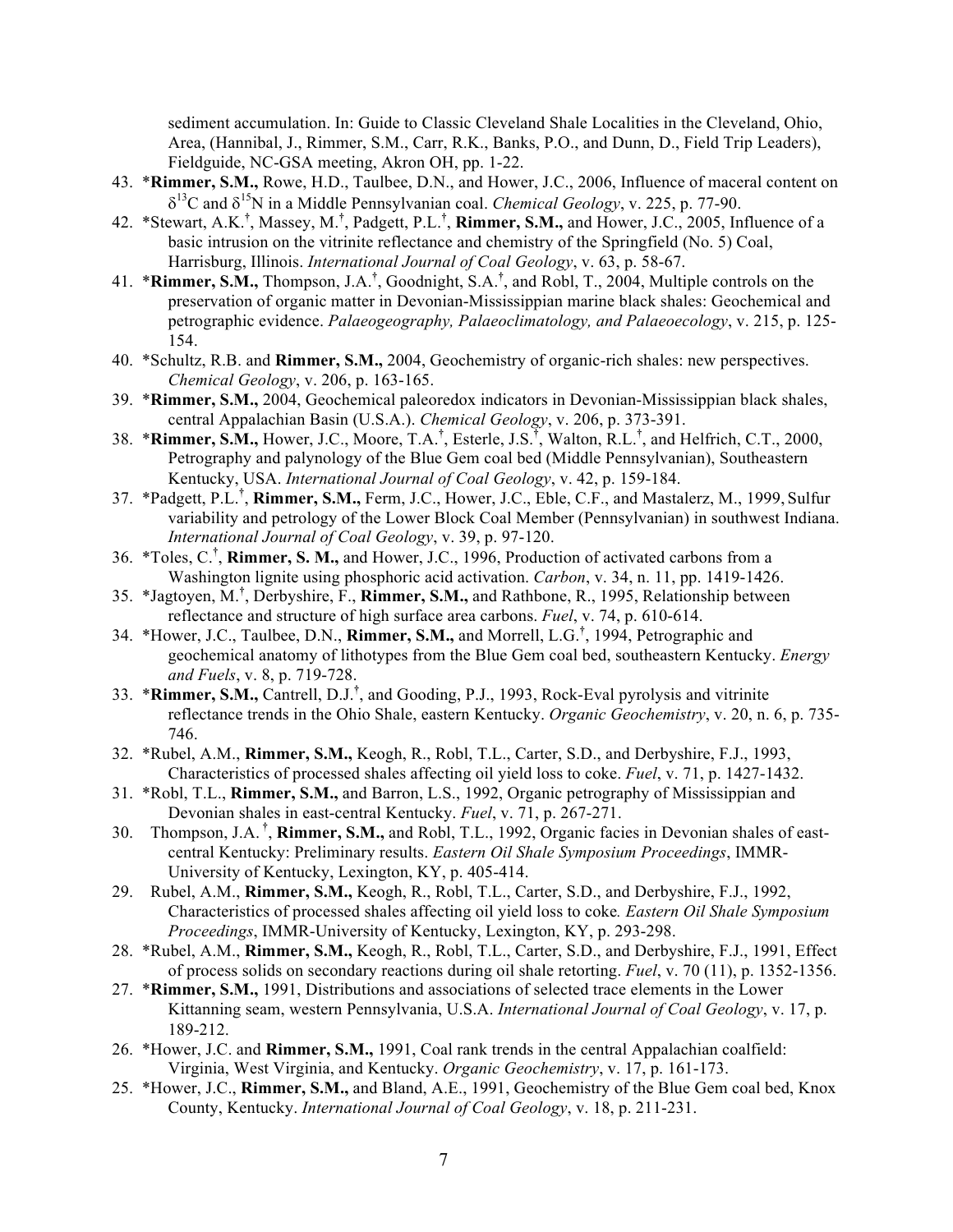sediment accumulation. In: Guide to Classic Cleveland Shale Localities in the Cleveland, Ohio, Area, (Hannibal, J., Rimmer, S.M., Carr, R.K., Banks, P.O., and Dunn, D., Field Trip Leaders), Fieldguide, NC-GSA meeting, Akron OH, pp. 1-22.

43. *__Rimmer, S.M.,__ Rowe, H.D., Taulbee, D.N., and Hower, J.C., 2006, Influence of maceral content on $\delta^{13}C$ and $\delta^{15}N$ in a Middle Pennsylvanian coal. *Chemical Geology*, v. 225, p. 77-90.
42. *Stewart, A.K.[†], Massey, M.[†], Padgett, P.L.[†], **Rimmer, S.M.,** and Hower, J.C., 2005, Influence of a basic intrusion on the vitrinite reflectance and chemistry of the Springfield (No. 5) Coal, Harrisburg, Illinois. *International Journal of Coal Geology*, v. 63, p. 58-67.
41. *__Rimmer, S.M.,__ Thompson, J.A.[†], Goodnight, S.A.[†], and Robl, T., 2004, Multiple controls on the preservation of organic matter in Devonian-Mississippian marine black shales: Geochemical and petrographic evidence. *Palaeogeography, Palaeoclimatology, and Palaeoecology*, v. 215, p. 125-154.
40. *Schultz, R.B. and **Rimmer, S.M.,** 2004, Geochemistry of organic-rich shales: new perspectives. *Chemical Geology*, v. 206, p. 163-165.
39. *__Rimmer, S.M.,__ 2004, Geochemical paleoredox indicators in Devonian-Mississippian black shales, central Appalachian Basin (U.S.A.). *Chemical Geology*, v. 206, p. 373-391.
38. *__Rimmer, S.M.,__ Hower, J.C., Moore, T.A.[†], Esterle, J.S.[†], Walton, R.L.[†], and Helfrich, C.T., 2000, Petrography and palynology of the Blue Gem coal bed (Middle Pennsylvanian), Southeastern Kentucky, USA. *International Journal of Coal Geology*, v. 42, p. 159-184.
37. *Padgett, P.L.[†], **Rimmer, S.M.,** Ferm, J.C., Hower, J.C., Eble, C.F., and Mastalerz, M., 1999, Sulfur variability and petrology of the Lower Block Coal Member (Pennsylvanian) in southwest Indiana. *International Journal of Coal Geology*, v. 39, p. 97-120.
36. *Toles, C.[†], **Rimmer, S. M.,** and Hower, J.C., 1996, Production of activated carbons from a Washington lignite using phosphoric acid activation. *Carbon*, v. 34, n. 11, pp. 1419-1426.
35. *Jagtoyen, M.[†], Derbyshire, F., **Rimmer, S.M.,** and Rathbone, R., 1995, Relationship between reflectance and structure of high surface area carbons. *Fuel*, v. 74, p. 610-614.
34. *Hower, J.C., Taulbee, D.N., **Rimmer, S.M.,** and Morrell, L.G.[†], 1994, Petrographic and geochemical anatomy of lithotypes from the Blue Gem coal bed, southeastern Kentucky. *Energy and Fuels*, v. 8, p. 719-728.
33. *__Rimmer, S.M.,__ Cantrell, D.J.[†], and Gooding, P.J., 1993, Rock-Eval pyrolysis and vitrinite reflectance trends in the Ohio Shale, eastern Kentucky. *Organic Geochemistry*, v. 20, n. 6, p. 735-746.
32. *Rubel, A.M., **Rimmer, S.M.,** Keogh, R., Robl, T.L., Carter, S.D., and Derbyshire, F.J., 1993, Characteristics of processed shales affecting oil yield loss to coke. *Fuel*, v. 71, p. 1427-1432.
31. *Robl, T.L., **Rimmer, S.M.,** and Barron, L.S., 1992, Organic petrography of Mississippian and Devonian shales in east-central Kentucky. *Fuel*, v. 71, p. 267-271.
30. Thompson, J.A.[†], **Rimmer, S.M.,** and Robl, T.L., 1992, Organic facies in Devonian shales of east-central Kentucky: Preliminary results. *Eastern Oil Shale Symposium Proceedings*, IMMR-University of Kentucky, Lexington, KY, p. 405-414.
29. Rubel, A.M., **Rimmer, S.M.,** Keogh, R., Robl, T.L., Carter, S.D., and Derbyshire, F.J., 1992, Characteristics of processed shales affecting oil yield loss to coke*. Eastern Oil Shale Symposium Proceedings*, IMMR-University of Kentucky, Lexington, KY, p. 293-298.
28. *Rubel, A.M., **Rimmer, S.M.,** Keogh, R., Robl, T.L., Carter, S.D., and Derbyshire, F.J., 1991, Effect of process solids on secondary reactions during oil shale retorting. *Fuel*, v. 70 (11), p. 1352-1356.
27. *__Rimmer, S.M.,__ 1991, Distributions and associations of selected trace elements in the Lower Kittanning seam, western Pennsylvania, U.S.A. *International Journal of Coal Geology*, v. 17, p. 189-212.
26. *Hower, J.C. and **Rimmer, S.M.,** 1991, Coal rank trends in the central Appalachian coalfield: Virginia, West Virginia, and Kentucky. *Organic Geochemistry*, v. 17, p. 161-173.
25. *Hower, J.C., **Rimmer, S.M.,** and Bland, A.E., 1991, Geochemistry of the Blue Gem coal bed, Knox County, Kentucky. *International Journal of Coal Geology*, v. 18, p. 211-231.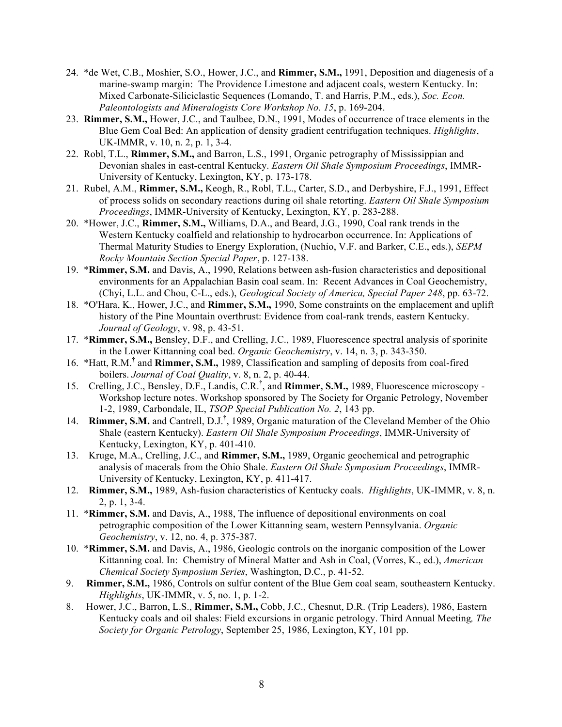24. *de Wet, C.B., Moshier, S.O., Hower, J.C., and **Rimmer, S.M.,** 1991, Deposition and diagenesis of a marine-swamp margin: The Providence Limestone and adjacent coals, western Kentucky. In: Mixed Carbonate-Siliciclastic Sequences (Lomando, T. and Harris, P.M., eds.), *Soc. Econ. Paleontologists and Mineralogists Core Workshop No. 15*, p. 169-204.
23. **Rimmer, S.M.,** Hower, J.C., and Taulbee, D.N., 1991, Modes of occurrence of trace elements in the Blue Gem Coal Bed: An application of density gradient centrifugation techniques. *Highlights*, UK-IMMR, v. 10, n. 2, p. 1, 3-4.
22. Robl, T.L., **Rimmer, S.M.,** and Barron, L.S., 1991, Organic petrography of Mississippian and Devonian shales in east-central Kentucky. *Eastern Oil Shale Symposium Proceedings*, IMMR-University of Kentucky, Lexington, KY, p. 173-178.
21. Rubel, A.M., **Rimmer, S.M.,** Keogh, R., Robl, T.L., Carter, S.D., and Derbyshire, F.J., 1991, Effect of process solids on secondary reactions during oil shale retorting. *Eastern Oil Shale Symposium Proceedings*, IMMR-University of Kentucky, Lexington, KY, p. 283-288.
20. *Hower, J.C., **Rimmer, S.M.,** Williams, D.A., and Beard, J.G., 1990, Coal rank trends in the Western Kentucky coalfield and relationship to hydrocarbon occurrence. In: Applications of Thermal Maturity Studies to Energy Exploration, (Nuchio, V.F. and Barker, C.E., eds.), *SEPM Rocky Mountain Section Special Paper*, p. 127-138.
19. ***Rimmer, S.M.** and Davis, A., 1990, Relations between ash-fusion characteristics and depositional environments for an Appalachian Basin coal seam. In: Recent Advances in Coal Geochemistry, (Chyi, L.L. and Chou, C-L., eds.), *Geological Society of America, Special Paper 248*, pp. 63-72.
18. *O'Hara, K., Hower, J.C., and **Rimmer, S.M.,** 1990, Some constraints on the emplacement and uplift history of the Pine Mountain overthrust: Evidence from coal-rank trends, eastern Kentucky. *Journal of Geology*, v. 98, p. 43-51.
17. ***Rimmer, S.M.,** Bensley, D.F., and Crelling, J.C., 1989, Fluorescence spectral analysis of sporinite in the Lower Kittanning coal bed. *Organic Geochemistry*, v. 14, n. 3, p. 343-350.
16. *Hatt, R.M.[†] and **Rimmer, S.M.,** 1989, Classification and sampling of deposits from coal-fired boilers. *Journal of Coal Quality*, v. 8, n. 2, p. 40-44.
15. Crelling, J.C., Bensley, D.F., Landis, C.R.[†], and **Rimmer, S.M.,** 1989, Fluorescence microscopy - Workshop lecture notes. Workshop sponsored by The Society for Organic Petrology, November 1-2, 1989, Carbondale, IL, *TSOP Special Publication No. 2*, 143 pp.
14. **Rimmer, S.M.** and Cantrell, D.J.[†], 1989, Organic maturation of the Cleveland Member of the Ohio Shale (eastern Kentucky). *Eastern Oil Shale Symposium Proceedings*, IMMR-University of Kentucky, Lexington, KY, p. 401-410.
13. Kruge, M.A., Crelling, J.C., and **Rimmer, S.M.,** 1989, Organic geochemical and petrographic analysis of macerals from the Ohio Shale. *Eastern Oil Shale Symposium Proceedings*, IMMR-University of Kentucky, Lexington, KY, p. 411-417.
12. **Rimmer, S.M.,** 1989, Ash-fusion characteristics of Kentucky coals. *Highlights*, UK-IMMR, v. 8, n. 2, p. 1, 3-4.
11. ***Rimmer, S.M.** and Davis, A., 1988, The influence of depositional environments on coal petrographic composition of the Lower Kittanning seam, western Pennsylvania. *Organic Geochemistry*, v. 12, no. 4, p. 375-387.
10. ***Rimmer, S.M.** and Davis, A., 1986, Geologic controls on the inorganic composition of the Lower Kittanning coal. In: Chemistry of Mineral Matter and Ash in Coal, (Vorres, K., ed.), *American Chemical Society Symposium Series*, Washington, D.C., p. 41-52.
9. **Rimmer, S.M.,** 1986, Controls on sulfur content of the Blue Gem coal seam, southeastern Kentucky. *Highlights*, UK-IMMR, v. 5, no. 1, p. 1-2.
8. Hower, J.C., Barron, L.S., **Rimmer, S.M.,** Cobb, J.C., Chesnut, D.R. (Trip Leaders), 1986, Eastern Kentucky coals and oil shales: Field excursions in organic petrology. Third Annual Meeting*, The Society for Organic Petrology*, September 25, 1986, Lexington, KY, 101 pp.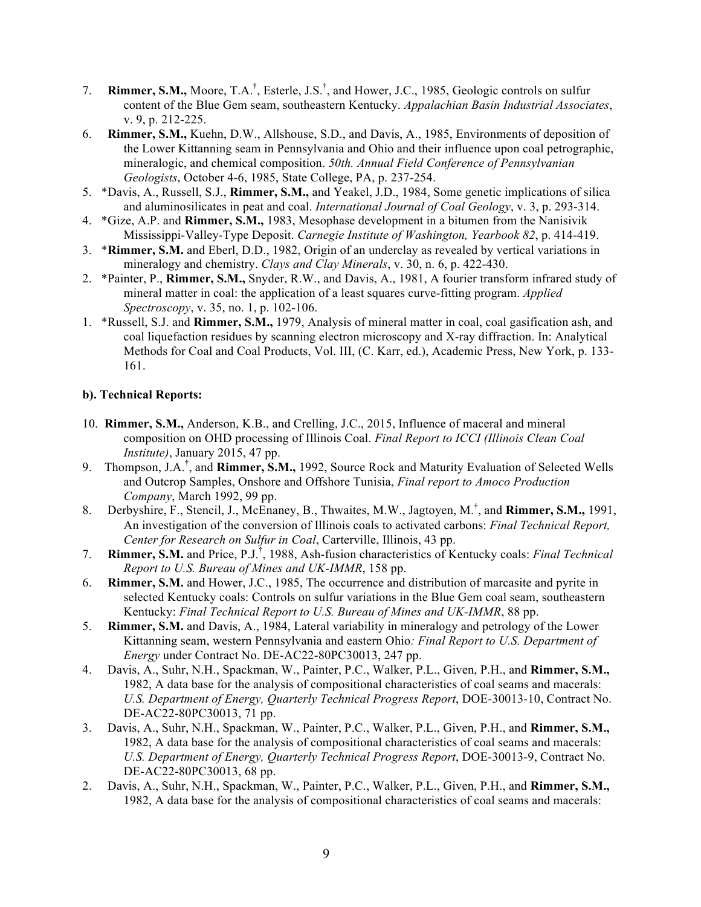7. **Rimmer, S.M.,** Moore, T.A.[†], Esterle, J.S.[†], and Hower, J.C., 1985, Geologic controls on sulfur content of the Blue Gem seam, southeastern Kentucky. *Appalachian Basin Industrial Associates*, v. 9, p. 212-225.
6. **Rimmer, S.M.,** Kuehn, D.W., Allshouse, S.D., and Davis, A., 1985, Environments of deposition of the Lower Kittanning seam in Pennsylvania and Ohio and their influence upon coal petrographic, mineralogic, and chemical composition. *50th. Annual Field Conference of Pennsylvanian Geologists*, October 4-6, 1985, State College, PA, p. 237-254.
5. *Davis, A., Russell, S.J., **Rimmer, S.M.,** and Yeakel, J.D., 1984, Some genetic implications of silica and aluminosilicates in peat and coal. *International Journal of Coal Geology*, v. 3, p. 293-314.
4. *Gize, A.P. and **Rimmer, S.M.,** 1983, Mesophase development in a bitumen from the Nanisivik Mississippi-Valley-Type Deposit. *Carnegie Institute of Washington, Yearbook 82*, p. 414-419.
3. ***Rimmer, S.M.** and Eberl, D.D., 1982, Origin of an underclay as revealed by vertical variations in mineralogy and chemistry. *Clays and Clay Minerals*, v. 30, n. 6, p. 422-430.
2. *Painter, P., **Rimmer, S.M.,** Snyder, R.W., and Davis, A., 1981, A fourier transform infrared study of mineral matter in coal: the application of a least squares curve-fitting program. *Applied Spectroscopy*, v. 35, no. 1, p. 102-106.
1. *Russell, S.J. and **Rimmer, S.M.,** 1979, Analysis of mineral matter in coal, coal gasification ash, and coal liquefaction residues by scanning electron microscopy and X-ray diffraction. In: Analytical Methods for Coal and Coal Products, Vol. III, (C. Karr, ed.), Academic Press, New York, p. 133-161.

**b). Technical Reports:**

10. **Rimmer, S.M.,** Anderson, K.B., and Crelling, J.C., 2015, Influence of maceral and mineral composition on OHD processing of Illinois Coal. *Final Report to ICCI (Illinois Clean Coal Institute)*, January 2015, 47 pp.
9. Thompson, J.A.[†], and **Rimmer, S.M.,** 1992, Source Rock and Maturity Evaluation of Selected Wells and Outcrop Samples, Onshore and Offshore Tunisia, *Final report to Amoco Production Company*, March 1992, 99 pp.
8. Derbyshire, F., Stencil, J., McEnaney, B., Thwaites, M.W., Jagtoyen, M.[†], and **Rimmer, S.M.,** 1991, An investigation of the conversion of Illinois coals to activated carbons: *Final Technical Report, Center for Research on Sulfur in Coal*, Carterville, Illinois, 43 pp.
7. **Rimmer, S.M.** and Price, P.J.[†], 1988, Ash-fusion characteristics of Kentucky coals: *Final Technical Report to U.S. Bureau of Mines and UK-IMMR*, 158 pp.
6. **Rimmer, S.M.** and Hower, J.C., 1985, The occurrence and distribution of marcasite and pyrite in selected Kentucky coals: Controls on sulfur variations in the Blue Gem coal seam, southeastern Kentucky: *Final Technical Report to U.S. Bureau of Mines and UK-IMMR*, 88 pp.
5. **Rimmer, S.M.** and Davis, A., 1984, Lateral variability in mineralogy and petrology of the Lower Kittanning seam, western Pennsylvania and eastern Ohio*: Final Report to U.S. Department of Energy* under Contract No. DE-AC22-80PC30013, 247 pp.
4. Davis, A., Suhr, N.H., Spackman, W., Painter, P.C., Walker, P.L., Given, P.H., and **Rimmer, S.M.,** 1982, A data base for the analysis of compositional characteristics of coal seams and macerals: *U.S. Department of Energy, Quarterly Technical Progress Report*, DOE-30013-10, Contract No. DE-AC22-80PC30013, 71 pp.
3. Davis, A., Suhr, N.H., Spackman, W., Painter, P.C., Walker, P.L., Given, P.H., and **Rimmer, S.M.,** 1982, A data base for the analysis of compositional characteristics of coal seams and macerals: *U.S. Department of Energy, Quarterly Technical Progress Report*, DOE-30013-9, Contract No. DE-AC22-80PC30013, 68 pp.
2. Davis, A., Suhr, N.H., Spackman, W., Painter, P.C., Walker, P.L., Given, P.H., and **Rimmer, S.M.,** 1982, A data base for the analysis of compositional characteristics of coal seams and macerals: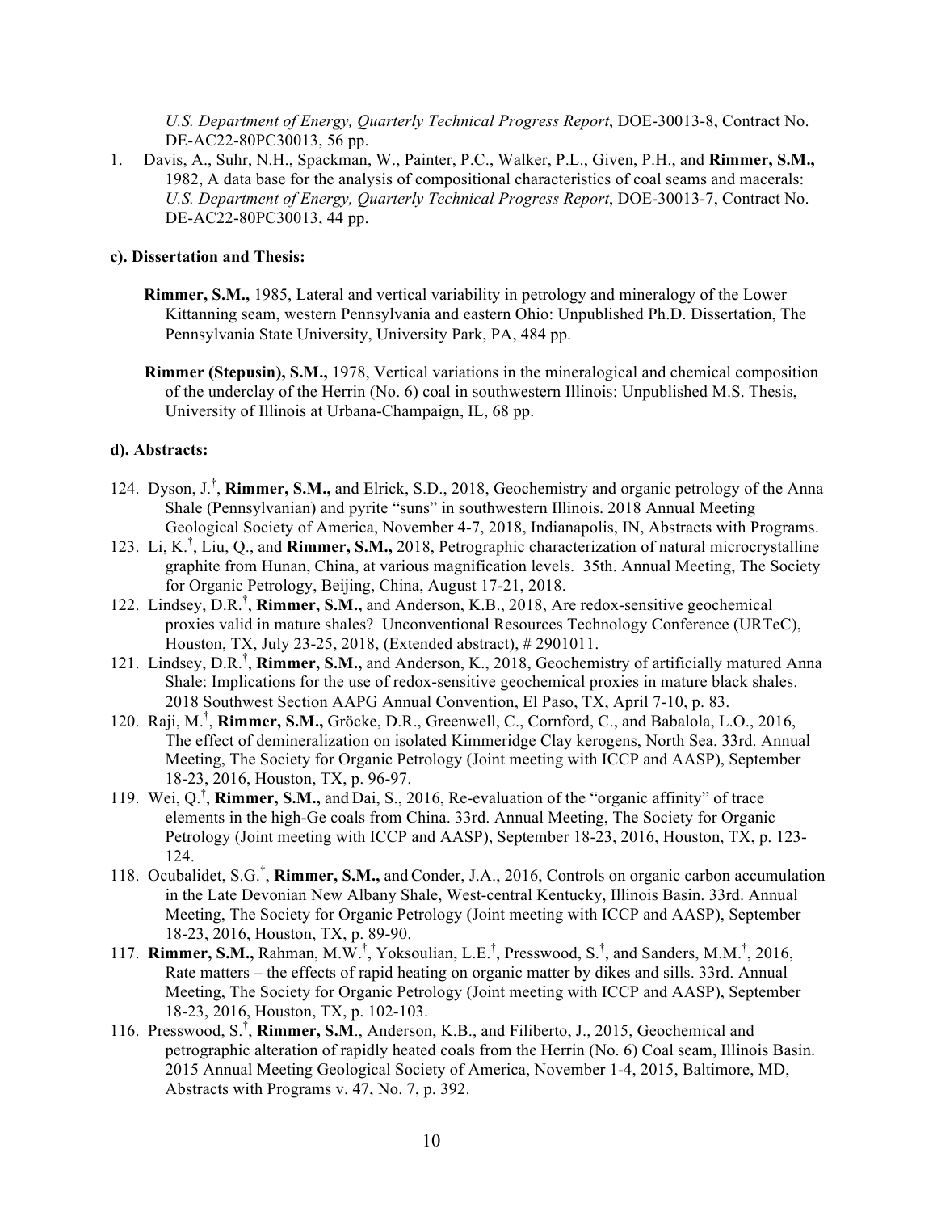*U.S. Department of Energy, Quarterly Technical Progress Report*, DOE-30013-8, Contract No. DE-AC22-80PC30013, 56 pp.

1. Davis, A., Suhr, N.H., Spackman, W., Painter, P.C., Walker, P.L., Given, P.H., and **Rimmer, S.M.,** 1982, A data base for the analysis of compositional characteristics of coal seams and macerals: *U.S. Department of Energy, Quarterly Technical Progress Report*, DOE-30013-7, Contract No. DE-AC22-80PC30013, 44 pp.

**c). Dissertation and Thesis:**

**Rimmer, S.M.,** 1985, Lateral and vertical variability in petrology and mineralogy of the Lower Kittanning seam, western Pennsylvania and eastern Ohio: Unpublished Ph.D. Dissertation, The Pennsylvania State University, University Park, PA, 484 pp.

**Rimmer (Stepusin), S.M.,** 1978, Vertical variations in the mineralogical and chemical composition of the underclay of the Herrin (No. 6) coal in southwestern Illinois: Unpublished M.S. Thesis, University of Illinois at Urbana-Champaign, IL, 68 pp.

**d). Abstracts:**

124. Dyson, J.[†], **Rimmer, S.M.,** and Elrick, S.D., 2018, Geochemistry and organic petrology of the Anna Shale (Pennsylvanian) and pyrite "suns" in southwestern Illinois. 2018 Annual Meeting Geological Society of America, November 4-7, 2018, Indianapolis, IN, Abstracts with Programs.
123. Li, K.[†], Liu, Q., and **Rimmer, S.M.,** 2018, Petrographic characterization of natural microcrystalline graphite from Hunan, China, at various magnification levels. 35th. Annual Meeting, The Society for Organic Petrology, Beijing, China, August 17-21, 2018.
122. Lindsey, D.R.[†], **Rimmer, S.M.,** and Anderson, K.B., 2018, Are redox-sensitive geochemical proxies valid in mature shales? Unconventional Resources Technology Conference (URTeC), Houston, TX, July 23-25, 2018, (Extended abstract), # 2901011.
121. Lindsey, D.R.[†], **Rimmer, S.M.,** and Anderson, K., 2018, Geochemistry of artificially matured Anna Shale: Implications for the use of redox-sensitive geochemical proxies in mature black shales. 2018 Southwest Section AAPG Annual Convention, El Paso, TX, April 7-10, p. 83.
120. Raji, M.[†], **Rimmer, S.M.,** Gröcke, D.R., Greenwell, C., Cornford, C., and Babalola, L.O., 2016, The effect of demineralization on isolated Kimmeridge Clay kerogens, North Sea. 33rd. Annual Meeting, The Society for Organic Petrology (Joint meeting with ICCP and AASP), September 18-23, 2016, Houston, TX, p. 96-97.
119. Wei, Q.[†], **Rimmer, S.M.,** and Dai, S., 2016, Re-evaluation of the "organic affinity" of trace elements in the high-Ge coals from China. 33rd. Annual Meeting, The Society for Organic Petrology (Joint meeting with ICCP and AASP), September 18-23, 2016, Houston, TX, p. 123-124.
118. Ocubalidet, S.G.[†], **Rimmer, S.M.,** and Conder, J.A., 2016, Controls on organic carbon accumulation in the Late Devonian New Albany Shale, West-central Kentucky, Illinois Basin. 33rd. Annual Meeting, The Society for Organic Petrology (Joint meeting with ICCP and AASP), September 18-23, 2016, Houston, TX, p. 89-90.
117. **Rimmer, S.M.,** Rahman, M.W.[†], Yoksoulian, L.E.[†], Presswood, S.[†], and Sanders, M.M.[†], 2016, Rate matters – the effects of rapid heating on organic matter by dikes and sills. 33rd. Annual Meeting, The Society for Organic Petrology (Joint meeting with ICCP and AASP), September 18-23, 2016, Houston, TX, p. 102-103.
116. Presswood, S.[†], **Rimmer, S.M**., Anderson, K.B., and Filiberto, J., 2015, Geochemical and petrographic alteration of rapidly heated coals from the Herrin (No. 6) Coal seam, Illinois Basin. 2015 Annual Meeting Geological Society of America, November 1-4, 2015, Baltimore, MD, Abstracts with Programs v. 47, No. 7, p. 392.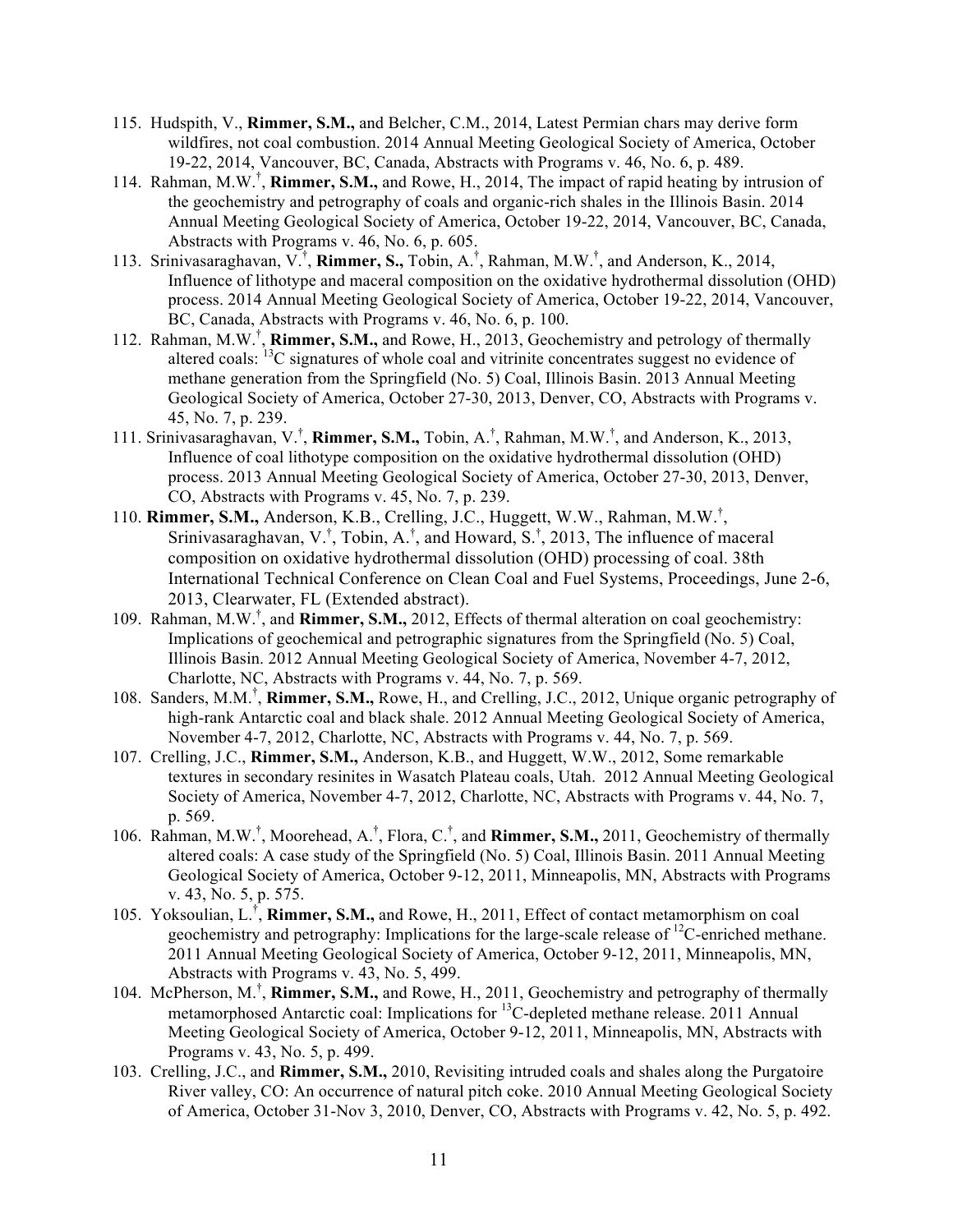115. Hudspith, V., **Rimmer, S.M.,** and Belcher, C.M., 2014, Latest Permian chars may derive form wildfires, not coal combustion. 2014 Annual Meeting Geological Society of America, October 19-22, 2014, Vancouver, BC, Canada, Abstracts with Programs v. 46, No. 6, p. 489.

114. Rahman, M.W.[†], **Rimmer, S.M.,** and Rowe, H., 2014, The impact of rapid heating by intrusion of the geochemistry and petrography of coals and organic-rich shales in the Illinois Basin. 2014 Annual Meeting Geological Society of America, October 19-22, 2014, Vancouver, BC, Canada, Abstracts with Programs v. 46, No. 6, p. 605.

113. Srinivasaraghavan, V.[†], **Rimmer, S.,** Tobin, A.[†], Rahman, M.W.[†], and Anderson, K., 2014, Influence of lithotype and maceral composition on the oxidative hydrothermal dissolution (OHD) process. 2014 Annual Meeting Geological Society of America, October 19-22, 2014, Vancouver, BC, Canada, Abstracts with Programs v. 46, No. 6, p. 100.

112. Rahman, M.W.[†], **Rimmer, S.M.,** and Rowe, H., 2013, Geochemistry and petrology of thermally altered coals: $^{13}C$ signatures of whole coal and vitrinite concentrates suggest no evidence of methane generation from the Springfield (No. 5) Coal, Illinois Basin. 2013 Annual Meeting Geological Society of America, October 27-30, 2013, Denver, CO, Abstracts with Programs v. 45, No. 7, p. 239.

111. Srinivasaraghavan, V.[†], **Rimmer, S.M.,** Tobin, A.[†], Rahman, M.W.[†], and Anderson, K., 2013, Influence of coal lithotype composition on the oxidative hydrothermal dissolution (OHD) process. 2013 Annual Meeting Geological Society of America, October 27-30, 2013, Denver, CO, Abstracts with Programs v. 45, No. 7, p. 239.

110. **Rimmer, S.M.,** Anderson, K.B., Crelling, J.C., Huggett, W.W., Rahman, M.W.[†], Srinivasaraghavan, V.[†], Tobin, A.[†], and Howard, S.[†], 2013, The influence of maceral composition on oxidative hydrothermal dissolution (OHD) processing of coal. 38th International Technical Conference on Clean Coal and Fuel Systems, Proceedings, June 2-6, 2013, Clearwater, FL (Extended abstract).

109. Rahman, M.W.[†], and **Rimmer, S.M.,** 2012, Effects of thermal alteration on coal geochemistry: Implications of geochemical and petrographic signatures from the Springfield (No. 5) Coal, Illinois Basin. 2012 Annual Meeting Geological Society of America, November 4-7, 2012, Charlotte, NC, Abstracts with Programs v. 44, No. 7, p. 569.

108. Sanders, M.M.[†], **Rimmer, S.M.,** Rowe, H., and Crelling, J.C., 2012, Unique organic petrography of high-rank Antarctic coal and black shale. 2012 Annual Meeting Geological Society of America, November 4-7, 2012, Charlotte, NC, Abstracts with Programs v. 44, No. 7, p. 569.

107. Crelling, J.C., **Rimmer, S.M.,** Anderson, K.B., and Huggett, W.W., 2012, Some remarkable textures in secondary resinites in Wasatch Plateau coals, Utah. 2012 Annual Meeting Geological Society of America, November 4-7, 2012, Charlotte, NC, Abstracts with Programs v. 44, No. 7, p. 569.

106. Rahman, M.W.[†], Moorehead, A.[†], Flora, C.[†], and **Rimmer, S.M.,** 2011, Geochemistry of thermally altered coals: A case study of the Springfield (No. 5) Coal, Illinois Basin. 2011 Annual Meeting Geological Society of America, October 9-12, 2011, Minneapolis, MN, Abstracts with Programs v. 43, No. 5, p. 575.

105. Yoksoulian, L.[†], **Rimmer, S.M.,** and Rowe, H., 2011, Effect of contact metamorphism on coal geochemistry and petrography: Implications for the large-scale release of $^{12}C$-enriched methane. 2011 Annual Meeting Geological Society of America, October 9-12, 2011, Minneapolis, MN, Abstracts with Programs v. 43, No. 5, 499.

104. McPherson, M.[†], **Rimmer, S.M.,** and Rowe, H., 2011, Geochemistry and petrography of thermally metamorphosed Antarctic coal: Implications for $^{13}C$-depleted methane release. 2011 Annual Meeting Geological Society of America, October 9-12, 2011, Minneapolis, MN, Abstracts with Programs v. 43, No. 5, p. 499.

103. Crelling, J.C., and **Rimmer, S.M.,** 2010, Revisiting intruded coals and shales along the Purgatoire River valley, CO: An occurrence of natural pitch coke. 2010 Annual Meeting Geological Society of America, October 31-Nov 3, 2010, Denver, CO, Abstracts with Programs v. 42, No. 5, p. 492.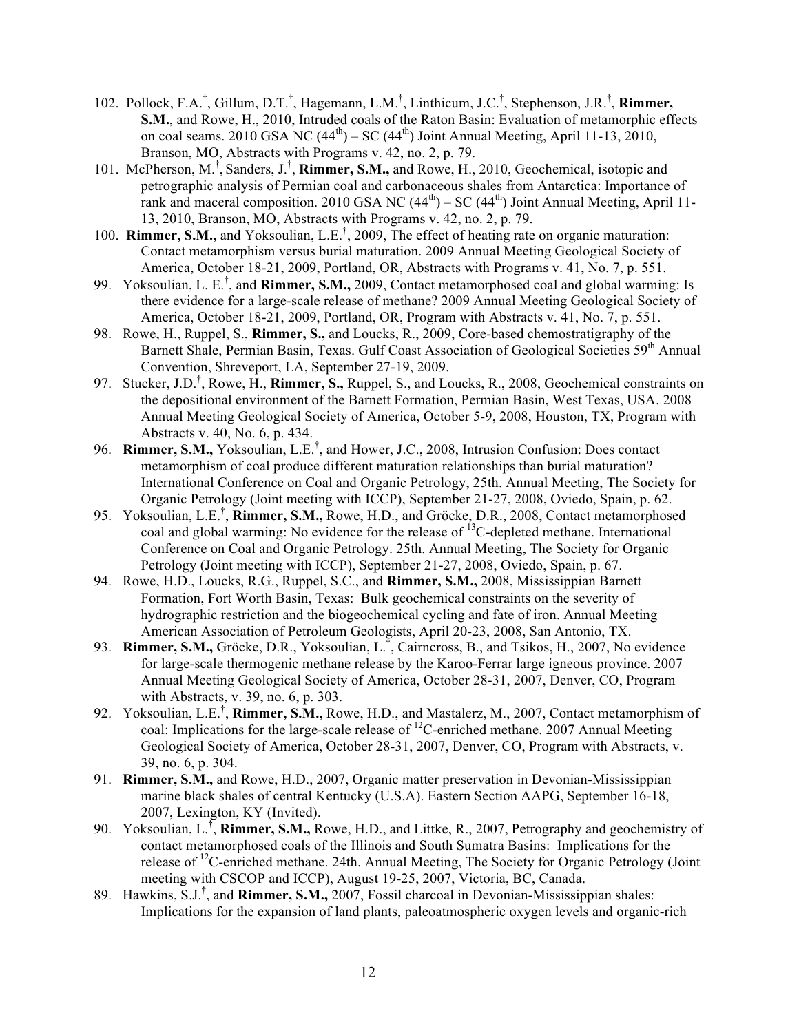102. Pollock, F.A.[†], Gillum, D.T.[†], Hagemann, L.M.[†], Linthicum, J.C.[†], Stephenson, J.R.[†], **Rimmer, S.M.**, and Rowe, H., 2010, Intruded coals of the Raton Basin: Evaluation of metamorphic effects on coal seams. 2010 GSA NC (44[th]) – SC (44[th]) Joint Annual Meeting, April 11-13, 2010, Branson, MO, Abstracts with Programs v. 42, no. 2, p. 79.

101. McPherson, M.[†], Sanders, J.[†], **Rimmer, S.M.,** and Rowe, H., 2010, Geochemical, isotopic and petrographic analysis of Permian coal and carbonaceous shales from Antarctica: Importance of rank and maceral composition. 2010 GSA NC (44[th]) – SC (44[th]) Joint Annual Meeting, April 11-13, 2010, Branson, MO, Abstracts with Programs v. 42, no. 2, p. 79.

100. **Rimmer, S.M.,** and Yoksoulian, L.E.[†], 2009, The effect of heating rate on organic maturation: Contact metamorphism versus burial maturation. 2009 Annual Meeting Geological Society of America, October 18-21, 2009, Portland, OR, Abstracts with Programs v. 41, No. 7, p. 551.

99. Yoksoulian, L. E.[†], and **Rimmer, S.M.,** 2009, Contact metamorphosed coal and global warming: Is there evidence for a large-scale release of methane? 2009 Annual Meeting Geological Society of America, October 18-21, 2009, Portland, OR, Program with Abstracts v. 41, No. 7, p. 551.

98. Rowe, H., Ruppel, S., **Rimmer, S.,** and Loucks, R., 2009, Core-based chemostratigraphy of the Barnett Shale, Permian Basin, Texas. Gulf Coast Association of Geological Societies 59[th] Annual Convention, Shreveport, LA, September 27-19, 2009.

97. Stucker, J.D.[†], Rowe, H., **Rimmer, S.,** Ruppel, S., and Loucks, R., 2008, Geochemical constraints on the depositional environment of the Barnett Formation, Permian Basin, West Texas, USA. 2008 Annual Meeting Geological Society of America, October 5-9, 2008, Houston, TX, Program with Abstracts v. 40, No. 6, p. 434.

96. **Rimmer, S.M.,** Yoksoulian, L.E.[†], and Hower, J.C., 2008, Intrusion Confusion: Does contact metamorphism of coal produce different maturation relationships than burial maturation? International Conference on Coal and Organic Petrology, 25th. Annual Meeting, The Society for Organic Petrology (Joint meeting with ICCP), September 21-27, 2008, Oviedo, Spain, p. 62.

95. Yoksoulian, L.E.[†], **Rimmer, S.M.,** Rowe, H.D., and Gröcke, D.R., 2008, Contact metamorphosed coal and global warming: No evidence for the release of $^{13}C$-depleted methane. International Conference on Coal and Organic Petrology. 25th. Annual Meeting, The Society for Organic Petrology (Joint meeting with ICCP), September 21-27, 2008, Oviedo, Spain, p. 67.

94. Rowe, H.D., Loucks, R.G., Ruppel, S.C., and **Rimmer, S.M.,** 2008, Mississippian Barnett Formation, Fort Worth Basin, Texas: Bulk geochemical constraints on the severity of hydrographic restriction and the biogeochemical cycling and fate of iron. Annual Meeting American Association of Petroleum Geologists, April 20-23, 2008, San Antonio, TX.

93. **Rimmer, S.M.,** Gröcke, D.R., Yoksoulian, L.[†], Cairncross, B., and Tsikos, H., 2007, No evidence for large-scale thermogenic methane release by the Karoo-Ferrar large igneous province. 2007 Annual Meeting Geological Society of America, October 28-31, 2007, Denver, CO, Program with Abstracts, v. 39, no. 6, p. 303.

92. Yoksoulian, L.E.[†], **Rimmer, S.M.,** Rowe, H.D., and Mastalerz, M., 2007, Contact metamorphism of coal: Implications for the large-scale release of $^{12}C$-enriched methane. 2007 Annual Meeting Geological Society of America, October 28-31, 2007, Denver, CO, Program with Abstracts, v. 39, no. 6, p. 304.

91. **Rimmer, S.M.,** and Rowe, H.D., 2007, Organic matter preservation in Devonian-Mississippian marine black shales of central Kentucky (U.S.A). Eastern Section AAPG, September 16-18, 2007, Lexington, KY (Invited).

90. Yoksoulian, L.[†], **Rimmer, S.M.,** Rowe, H.D., and Littke, R., 2007, Petrography and geochemistry of contact metamorphosed coals of the Illinois and South Sumatra Basins: Implications for the release of $^{12}C$-enriched methane. 24th. Annual Meeting, The Society for Organic Petrology (Joint meeting with CSCOP and ICCP), August 19-25, 2007, Victoria, BC, Canada.

89. Hawkins, S.J.[†], and **Rimmer, S.M.,** 2007, Fossil charcoal in Devonian-Mississippian shales: Implications for the expansion of land plants, paleoatmospheric oxygen levels and organic-rich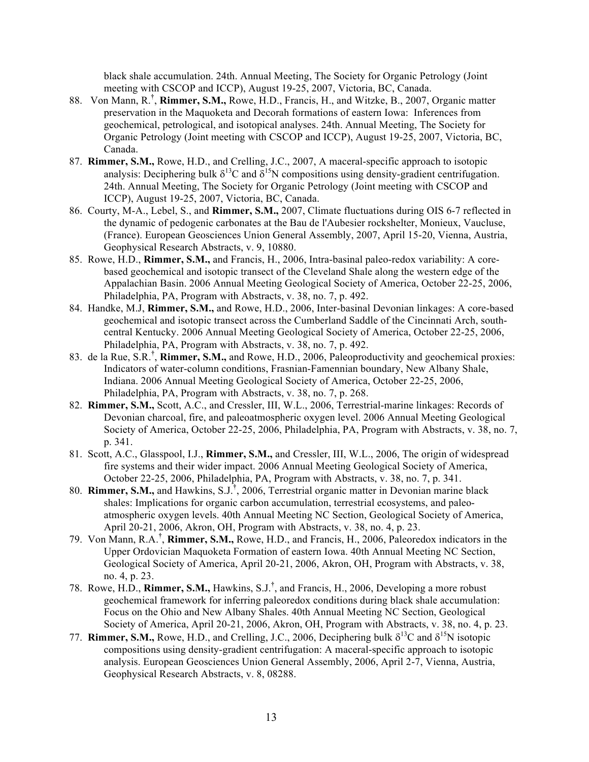black shale accumulation. 24th. Annual Meeting, The Society for Organic Petrology (Joint meeting with CSCOP and ICCP), August 19-25, 2007, Victoria, BC, Canada.

88. Von Mann, R.[†], **Rimmer, S.M.,** Rowe, H.D., Francis, H., and Witzke, B., 2007, Organic matter preservation in the Maquoketa and Decorah formations of eastern Iowa: Inferences from geochemical, petrological, and isotopical analyses. 24th. Annual Meeting, The Society for Organic Petrology (Joint meeting with CSCOP and ICCP), August 19-25, 2007, Victoria, BC, Canada.

87. **Rimmer, S.M.,** Rowe, H.D., and Crelling, J.C., 2007, A maceral-specific approach to isotopic analysis: Deciphering bulk $\delta^{13}C$ and $\delta^{15}N$ compositions using density-gradient centrifugation. 24th. Annual Meeting, The Society for Organic Petrology (Joint meeting with CSCOP and ICCP), August 19-25, 2007, Victoria, BC, Canada.

86. Courty, M-A., Lebel, S., and **Rimmer, S.M.,** 2007, Climate fluctuations during OIS 6-7 reflected in the dynamic of pedogenic carbonates at the Bau de l'Aubesier rockshelter, Monieux, Vaucluse, (France). European Geosciences Union General Assembly, 2007, April 15-20, Vienna, Austria, Geophysical Research Abstracts, v. 9, 10880.

85. Rowe, H.D., **Rimmer, S.M.,** and Francis, H., 2006, Intra-basinal paleo-redox variability: A core-based geochemical and isotopic transect of the Cleveland Shale along the western edge of the Appalachian Basin. 2006 Annual Meeting Geological Society of America, October 22-25, 2006, Philadelphia, PA, Program with Abstracts, v. 38, no. 7, p. 492.

84. Handke, M.J, **Rimmer, S.M.,** and Rowe, H.D., 2006, Inter-basinal Devonian linkages: A core-based geochemical and isotopic transect across the Cumberland Saddle of the Cincinnati Arch, south-central Kentucky. 2006 Annual Meeting Geological Society of America, October 22-25, 2006, Philadelphia, PA, Program with Abstracts, v. 38, no. 7, p. 492.

83. de la Rue, S.R.[†], **Rimmer, S.M.,** and Rowe, H.D., 2006, Paleoproductivity and geochemical proxies: Indicators of water-column conditions, Frasnian-Famennian boundary, New Albany Shale, Indiana. 2006 Annual Meeting Geological Society of America, October 22-25, 2006, Philadelphia, PA, Program with Abstracts, v. 38, no. 7, p. 268.

82. **Rimmer, S.M.,** Scott, A.C., and Cressler, III, W.L., 2006, Terrestrial-marine linkages: Records of Devonian charcoal, fire, and paleoatmospheric oxygen level. 2006 Annual Meeting Geological Society of America, October 22-25, 2006, Philadelphia, PA, Program with Abstracts, v. 38, no. 7, p. 341.

81. Scott, A.C., Glasspool, I.J., **Rimmer, S.M.,** and Cressler, III, W.L., 2006, The origin of widespread fire systems and their wider impact. 2006 Annual Meeting Geological Society of America, October 22-25, 2006, Philadelphia, PA, Program with Abstracts, v. 38, no. 7, p. 341.

80. **Rimmer, S.M.,** and Hawkins, S.J.[†], 2006, Terrestrial organic matter in Devonian marine black shales: Implications for organic carbon accumulation, terrestrial ecosystems, and paleo-atmospheric oxygen levels. 40th Annual Meeting NC Section, Geological Society of America, April 20-21, 2006, Akron, OH, Program with Abstracts, v. 38, no. 4, p. 23.

79. Von Mann, R.A.[†], **Rimmer, S.M.,** Rowe, H.D., and Francis, H., 2006, Paleoredox indicators in the Upper Ordovician Maquoketa Formation of eastern Iowa. 40th Annual Meeting NC Section, Geological Society of America, April 20-21, 2006, Akron, OH, Program with Abstracts, v. 38, no. 4, p. 23.

78. Rowe, H.D., **Rimmer, S.M.,** Hawkins, S.J.[†], and Francis, H., 2006, Developing a more robust geochemical framework for inferring paleoredox conditions during black shale accumulation: Focus on the Ohio and New Albany Shales. 40th Annual Meeting NC Section, Geological Society of America, April 20-21, 2006, Akron, OH, Program with Abstracts, v. 38, no. 4, p. 23.

77. **Rimmer, S.M.,** Rowe, H.D., and Crelling, J.C., 2006, Deciphering bulk $\delta^{13}C$ and $\delta^{15}N$ isotopic compositions using density-gradient centrifugation: A maceral-specific approach to isotopic analysis. European Geosciences Union General Assembly, 2006, April 2-7, Vienna, Austria, Geophysical Research Abstracts, v. 8, 08288.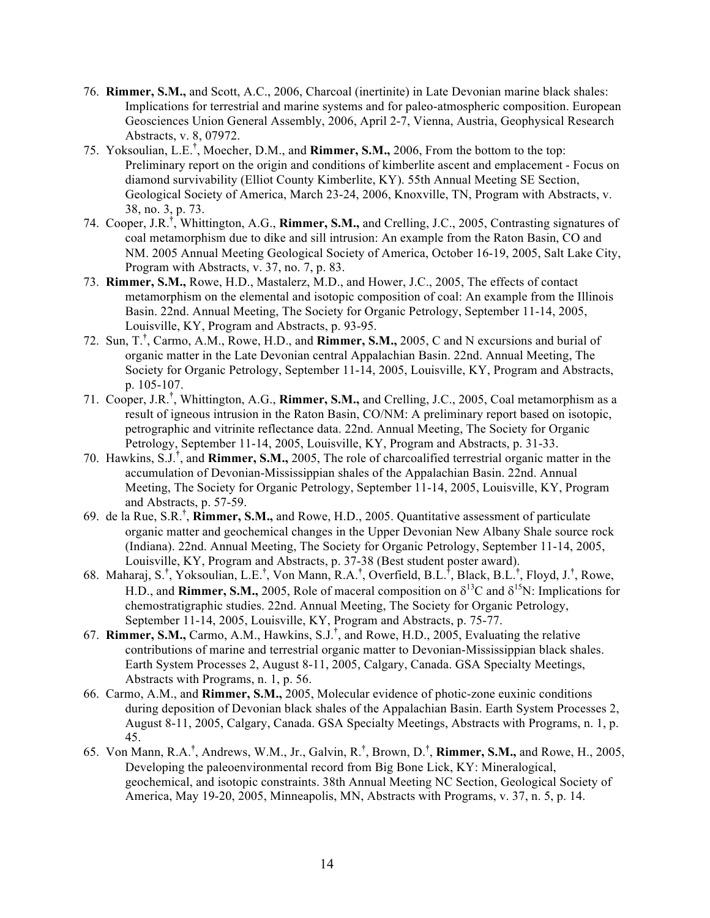76. **Rimmer, S.M.,** and Scott, A.C., 2006, Charcoal (inertinite) in Late Devonian marine black shales: Implications for terrestrial and marine systems and for paleo-atmospheric composition. European Geosciences Union General Assembly, 2006, April 2-7, Vienna, Austria, Geophysical Research Abstracts, v. 8, 07972.
75. Yoksoulian, L.E.†, Moecher, D.M., and **Rimmer, S.M.,** 2006, From the bottom to the top: Preliminary report on the origin and conditions of kimberlite ascent and emplacement - Focus on diamond survivability (Elliot County Kimberlite, KY). 55th Annual Meeting SE Section, Geological Society of America, March 23-24, 2006, Knoxville, TN, Program with Abstracts, v. 38, no. 3, p. 73.
74. Cooper, J.R.†, Whittington, A.G., **Rimmer, S.M.,** and Crelling, J.C., 2005, Contrasting signatures of coal metamorphism due to dike and sill intrusion: An example from the Raton Basin, CO and NM. 2005 Annual Meeting Geological Society of America, October 16-19, 2005, Salt Lake City, Program with Abstracts, v. 37, no. 7, p. 83.
73. **Rimmer, S.M.,** Rowe, H.D., Mastalerz, M.D., and Hower, J.C., 2005, The effects of contact metamorphism on the elemental and isotopic composition of coal: An example from the Illinois Basin. 22nd. Annual Meeting, The Society for Organic Petrology, September 11-14, 2005, Louisville, KY, Program and Abstracts, p. 93-95.
72. Sun, T.†, Carmo, A.M., Rowe, H.D., and **Rimmer, S.M.,** 2005, C and N excursions and burial of organic matter in the Late Devonian central Appalachian Basin. 22nd. Annual Meeting, The Society for Organic Petrology, September 11-14, 2005, Louisville, KY, Program and Abstracts, p. 105-107.
71. Cooper, J.R.†, Whittington, A.G., **Rimmer, S.M.,** and Crelling, J.C., 2005, Coal metamorphism as a result of igneous intrusion in the Raton Basin, CO/NM: A preliminary report based on isotopic, petrographic and vitrinite reflectance data. 22nd. Annual Meeting, The Society for Organic Petrology, September 11-14, 2005, Louisville, KY, Program and Abstracts, p. 31-33.
70. Hawkins, S.J.†, and **Rimmer, S.M.,** 2005, The role of charcoalified terrestrial organic matter in the accumulation of Devonian-Mississippian shales of the Appalachian Basin. 22nd. Annual Meeting, The Society for Organic Petrology, September 11-14, 2005, Louisville, KY, Program and Abstracts, p. 57-59.
69. de la Rue, S.R.†, **Rimmer, S.M.,** and Rowe, H.D., 2005. Quantitative assessment of particulate organic matter and geochemical changes in the Upper Devonian New Albany Shale source rock (Indiana). 22nd. Annual Meeting, The Society for Organic Petrology, September 11-14, 2005, Louisville, KY, Program and Abstracts, p. 37-38 (Best student poster award).
68. Maharaj, S.†, Yoksoulian, L.E.†, Von Mann, R.A.†, Overfield, B.L.†, Black, B.L.†, Floyd, J.†, Rowe, H.D., and **Rimmer, S.M.,** 2005, Role of maceral composition on $\delta^{13}C$ and $\delta^{15}N$: Implications for chemostratigraphic studies. 22nd. Annual Meeting, The Society for Organic Petrology, September 11-14, 2005, Louisville, KY, Program and Abstracts, p. 75-77.
67. **Rimmer, S.M.,** Carmo, A.M., Hawkins, S.J.†, and Rowe, H.D., 2005, Evaluating the relative contributions of marine and terrestrial organic matter to Devonian-Mississippian black shales. Earth System Processes 2, August 8-11, 2005, Calgary, Canada. GSA Specialty Meetings, Abstracts with Programs, n. 1, p. 56.
66. Carmo, A.M., and **Rimmer, S.M.,** 2005, Molecular evidence of photic-zone euxinic conditions during deposition of Devonian black shales of the Appalachian Basin. Earth System Processes 2, August 8-11, 2005, Calgary, Canada. GSA Specialty Meetings, Abstracts with Programs, n. 1, p. 45.
65. Von Mann, R.A.†, Andrews, W.M., Jr., Galvin, R.†, Brown, D.†, **Rimmer, S.M.,** and Rowe, H., 2005, Developing the paleoenvironmental record from Big Bone Lick, KY: Mineralogical, geochemical, and isotopic constraints. 38th Annual Meeting NC Section, Geological Society of America, May 19-20, 2005, Minneapolis, MN, Abstracts with Programs, v. 37, n. 5, p. 14.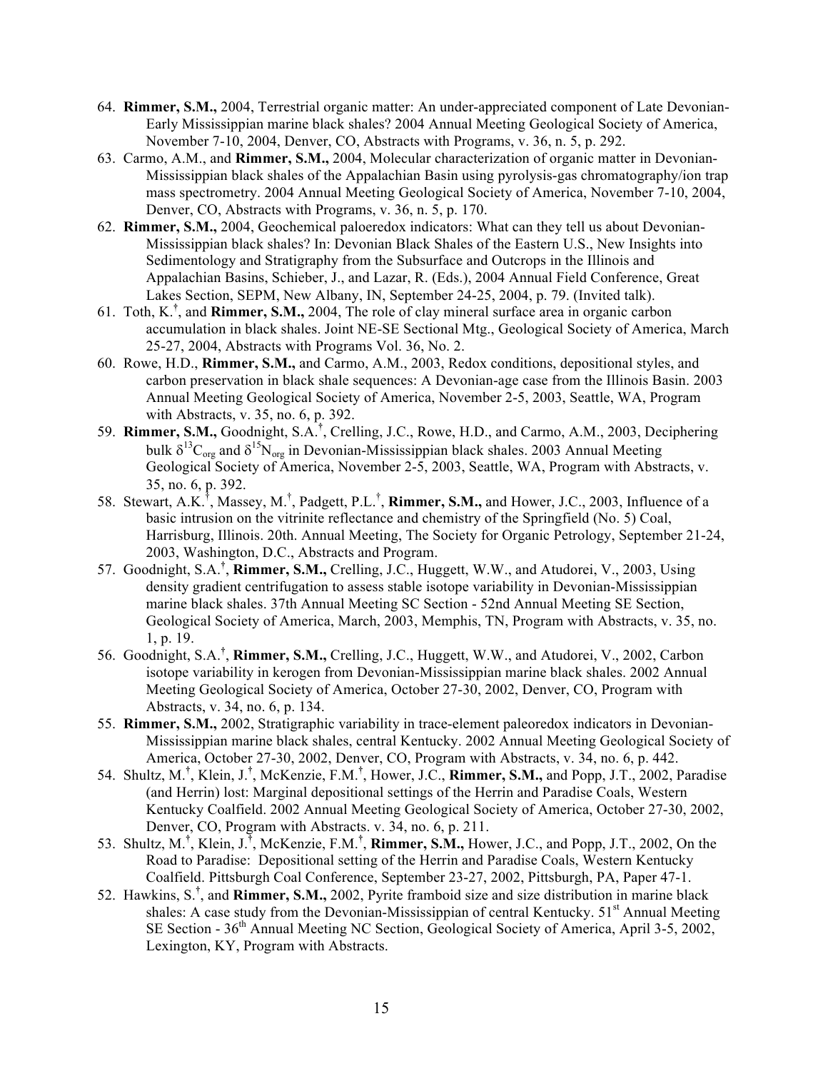64. **Rimmer, S.M.,** 2004, Terrestrial organic matter: An under-appreciated component of Late Devonian-Early Mississippian marine black shales? 2004 Annual Meeting Geological Society of America, November 7-10, 2004, Denver, CO, Abstracts with Programs, v. 36, n. 5, p. 292.
63. Carmo, A.M., and **Rimmer, S.M.,** 2004, Molecular characterization of organic matter in Devonian-Mississippian black shales of the Appalachian Basin using pyrolysis-gas chromatography/ion trap mass spectrometry. 2004 Annual Meeting Geological Society of America, November 7-10, 2004, Denver, CO, Abstracts with Programs, v. 36, n. 5, p. 170.
62. **Rimmer, S.M.,** 2004, Geochemical paloeredox indicators: What can they tell us about Devonian-Mississippian black shales? In: Devonian Black Shales of the Eastern U.S., New Insights into Sedimentology and Stratigraphy from the Subsurface and Outcrops in the Illinois and Appalachian Basins, Schieber, J., and Lazar, R. (Eds.), 2004 Annual Field Conference, Great Lakes Section, SEPM, New Albany, IN, September 24-25, 2004, p. 79. (Invited talk).
61. Toth, K.†, and **Rimmer, S.M.,** 2004, The role of clay mineral surface area in organic carbon accumulation in black shales. Joint NE-SE Sectional Mtg., Geological Society of America, March 25-27, 2004, Abstracts with Programs Vol. 36, No. 2.
60. Rowe, H.D., **Rimmer, S.M.,** and Carmo, A.M., 2003, Redox conditions, depositional styles, and carbon preservation in black shale sequences: A Devonian-age case from the Illinois Basin. 2003 Annual Meeting Geological Society of America, November 2-5, 2003, Seattle, WA, Program with Abstracts, v. 35, no. 6, p. 392.
59. **Rimmer, S.M.,** Goodnight, S.A.†, Crelling, J.C., Rowe, H.D., and Carmo, A.M., 2003, Deciphering bulk $\delta^{13}C_{org}$ and $\delta^{15}N_{org}$ in Devonian-Mississippian black shales. 2003 Annual Meeting Geological Society of America, November 2-5, 2003, Seattle, WA, Program with Abstracts, v. 35, no. 6, p. 392.
58. Stewart, A.K.†, Massey, M.†, Padgett, P.L.†, **Rimmer, S.M.,** and Hower, J.C., 2003, Influence of a basic intrusion on the vitrinite reflectance and chemistry of the Springfield (No. 5) Coal, Harrisburg, Illinois. 20th. Annual Meeting, The Society for Organic Petrology, September 21-24, 2003, Washington, D.C., Abstracts and Program.
57. Goodnight, S.A.†, **Rimmer, S.M.,** Crelling, J.C., Huggett, W.W., and Atudorei, V., 2003, Using density gradient centrifugation to assess stable isotope variability in Devonian-Mississippian marine black shales. 37th Annual Meeting SC Section - 52nd Annual Meeting SE Section, Geological Society of America, March, 2003, Memphis, TN, Program with Abstracts, v. 35, no. 1, p. 19.
56. Goodnight, S.A.†, **Rimmer, S.M.,** Crelling, J.C., Huggett, W.W., and Atudorei, V., 2002, Carbon isotope variability in kerogen from Devonian-Mississippian marine black shales. 2002 Annual Meeting Geological Society of America, October 27-30, 2002, Denver, CO, Program with Abstracts, v. 34, no. 6, p. 134.
55. **Rimmer, S.M.,** 2002, Stratigraphic variability in trace-element paleoredox indicators in Devonian-Mississippian marine black shales, central Kentucky. 2002 Annual Meeting Geological Society of America, October 27-30, 2002, Denver, CO, Program with Abstracts, v. 34, no. 6, p. 442.
54. Shultz, M.†, Klein, J.†, McKenzie, F.M.†, Hower, J.C., **Rimmer, S.M.,** and Popp, J.T., 2002, Paradise (and Herrin) lost: Marginal depositional settings of the Herrin and Paradise Coals, Western Kentucky Coalfield. 2002 Annual Meeting Geological Society of America, October 27-30, 2002, Denver, CO, Program with Abstracts. v. 34, no. 6, p. 211.
53. Shultz, M.†, Klein, J.†, McKenzie, F.M.†, **Rimmer, S.M.,** Hower, J.C., and Popp, J.T., 2002, On the Road to Paradise: Depositional setting of the Herrin and Paradise Coals, Western Kentucky Coalfield. Pittsburgh Coal Conference, September 23-27, 2002, Pittsburgh, PA, Paper 47-1.
52. Hawkins, S.†, and **Rimmer, S.M.,** 2002, Pyrite framboid size and size distribution in marine black shales: A case study from the Devonian-Mississippian of central Kentucky. 51st Annual Meeting SE Section - 36th Annual Meeting NC Section, Geological Society of America, April 3-5, 2002, Lexington, KY, Program with Abstracts.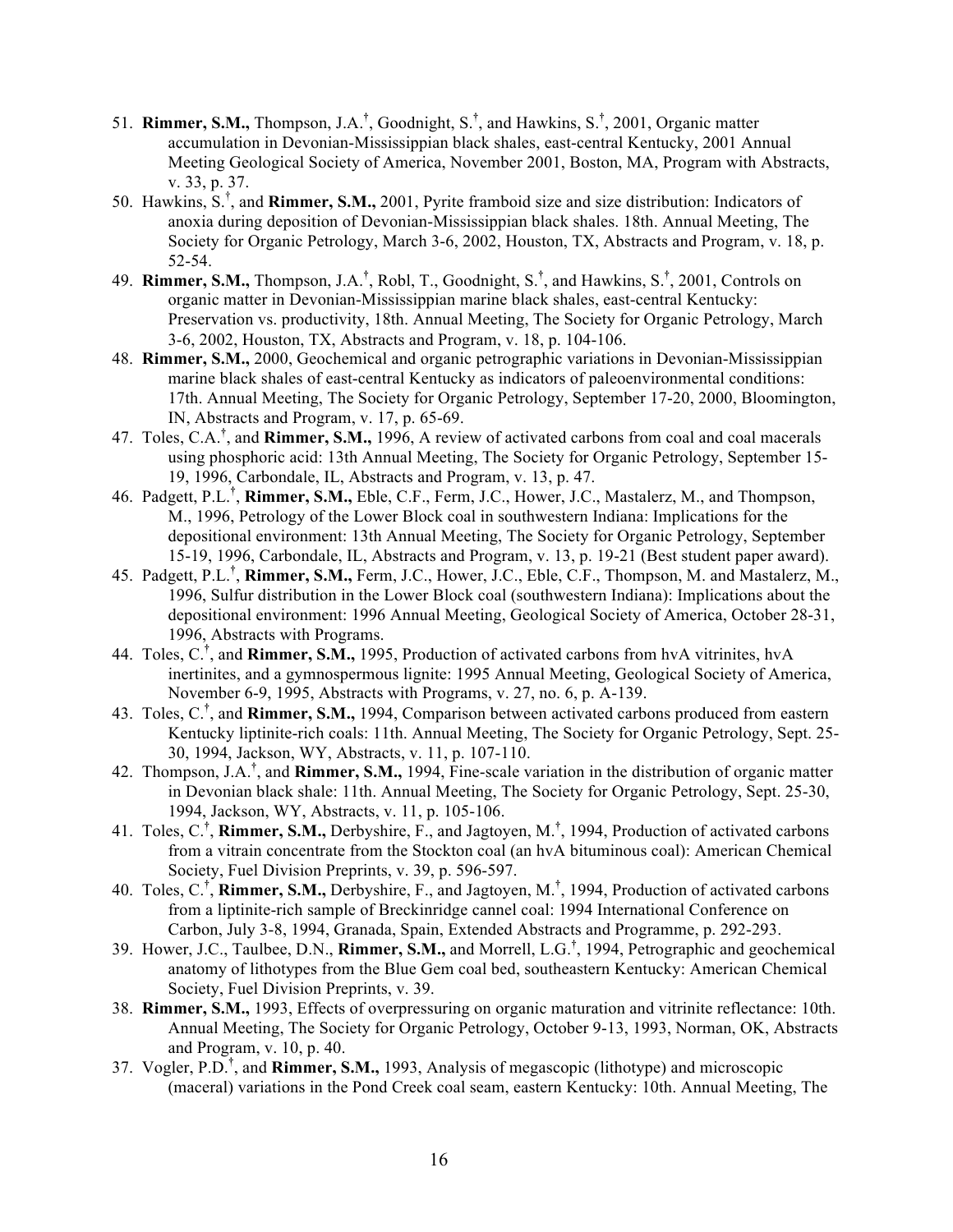51. **Rimmer, S.M.,** Thompson, J.A.[†], Goodnight, S.[†], and Hawkins, S.[†], 2001, Organic matter accumulation in Devonian-Mississippian black shales, east-central Kentucky, 2001 Annual Meeting Geological Society of America, November 2001, Boston, MA, Program with Abstracts, v. 33, p. 37.
50. Hawkins, S.[†], and **Rimmer, S.M.,** 2001, Pyrite framboid size and size distribution: Indicators of anoxia during deposition of Devonian-Mississippian black shales. 18th. Annual Meeting, The Society for Organic Petrology, March 3-6, 2002, Houston, TX, Abstracts and Program, v. 18, p. 52-54.
49. **Rimmer, S.M.,** Thompson, J.A.[†], Robl, T., Goodnight, S.[†], and Hawkins, S.[†], 2001, Controls on organic matter in Devonian-Mississippian marine black shales, east-central Kentucky: Preservation vs. productivity, 18th. Annual Meeting, The Society for Organic Petrology, March 3-6, 2002, Houston, TX, Abstracts and Program, v. 18, p. 104-106.
48. **Rimmer, S.M.,** 2000, Geochemical and organic petrographic variations in Devonian-Mississippian marine black shales of east-central Kentucky as indicators of paleoenvironmental conditions: 17th. Annual Meeting, The Society for Organic Petrology, September 17-20, 2000, Bloomington, IN, Abstracts and Program, v. 17, p. 65-69.
47. Toles, C.A.[†], and **Rimmer, S.M.,** 1996, A review of activated carbons from coal and coal macerals using phosphoric acid: 13th Annual Meeting, The Society for Organic Petrology, September 15-19, 1996, Carbondale, IL, Abstracts and Program, v. 13, p. 47.
46. Padgett, P.L.[†], **Rimmer, S.M.,** Eble, C.F., Ferm, J.C., Hower, J.C., Mastalerz, M., and Thompson, M., 1996, Petrology of the Lower Block coal in southwestern Indiana: Implications for the depositional environment: 13th Annual Meeting, The Society for Organic Petrology, September 15-19, 1996, Carbondale, IL, Abstracts and Program, v. 13, p. 19-21 (Best student paper award).
45. Padgett, P.L.[†], **Rimmer, S.M.,** Ferm, J.C., Hower, J.C., Eble, C.F., Thompson, M. and Mastalerz, M., 1996, Sulfur distribution in the Lower Block coal (southwestern Indiana): Implications about the depositional environment: 1996 Annual Meeting, Geological Society of America, October 28-31, 1996, Abstracts with Programs.
44. Toles, C.[†], and **Rimmer, S.M.,** 1995, Production of activated carbons from hvA vitrinites, hvA inertinites, and a gymnospermous lignite: 1995 Annual Meeting, Geological Society of America, November 6-9, 1995, Abstracts with Programs, v. 27, no. 6, p. A-139.
43. Toles, C.[†], and **Rimmer, S.M.,** 1994, Comparison between activated carbons produced from eastern Kentucky liptinite-rich coals: 11th. Annual Meeting, The Society for Organic Petrology, Sept. 25-30, 1994, Jackson, WY, Abstracts, v. 11, p. 107-110.
42. Thompson, J.A.[†], and **Rimmer, S.M.,** 1994, Fine-scale variation in the distribution of organic matter in Devonian black shale: 11th. Annual Meeting, The Society for Organic Petrology, Sept. 25-30, 1994, Jackson, WY, Abstracts, v. 11, p. 105-106.
41. Toles, C.[†], **Rimmer, S.M.,** Derbyshire, F., and Jagtoyen, M.[†], 1994, Production of activated carbons from a vitrain concentrate from the Stockton coal (an hvA bituminous coal): American Chemical Society, Fuel Division Preprints, v. 39, p. 596-597.
40. Toles, C.[†], **Rimmer, S.M.,** Derbyshire, F., and Jagtoyen, M.[†], 1994, Production of activated carbons from a liptinite-rich sample of Breckinridge cannel coal: 1994 International Conference on Carbon, July 3-8, 1994, Granada, Spain, Extended Abstracts and Programme, p. 292-293.
39. Hower, J.C., Taulbee, D.N., **Rimmer, S.M.,** and Morrell, L.G.[†], 1994, Petrographic and geochemical anatomy of lithotypes from the Blue Gem coal bed, southeastern Kentucky: American Chemical Society, Fuel Division Preprints, v. 39.
38. **Rimmer, S.M.,** 1993, Effects of overpressuring on organic maturation and vitrinite reflectance: 10th. Annual Meeting, The Society for Organic Petrology, October 9-13, 1993, Norman, OK, Abstracts and Program, v. 10, p. 40.
37. Vogler, P.D.[†], and **Rimmer, S.M.,** 1993, Analysis of megascopic (lithotype) and microscopic (maceral) variations in the Pond Creek coal seam, eastern Kentucky: 10th. Annual Meeting, The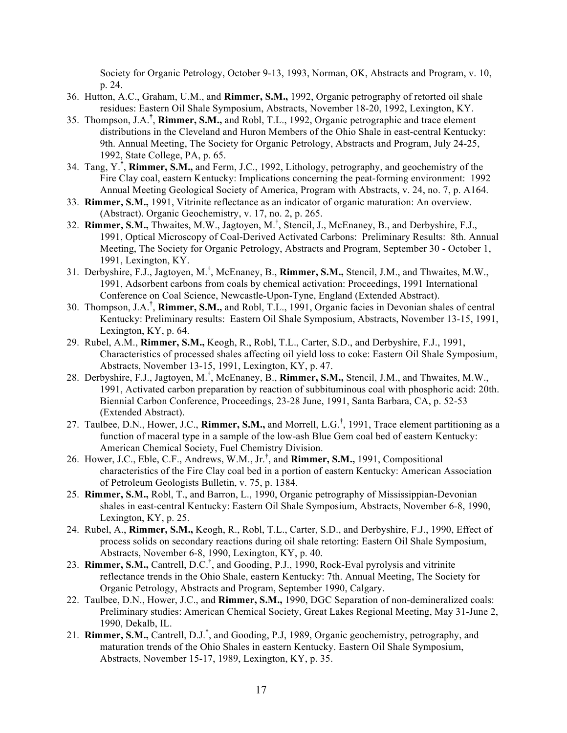Society for Organic Petrology, October 9-13, 1993, Norman, OK, Abstracts and Program, v. 10, p. 24.

36. Hutton, A.C., Graham, U.M., and **Rimmer, S.M.,** 1992, Organic petrography of retorted oil shale residues: Eastern Oil Shale Symposium, Abstracts, November 18-20, 1992, Lexington, KY.
35. Thompson, J.A.†, **Rimmer, S.M.,** and Robl, T.L., 1992, Organic petrographic and trace element distributions in the Cleveland and Huron Members of the Ohio Shale in east-central Kentucky: 9th. Annual Meeting, The Society for Organic Petrology, Abstracts and Program, July 24-25, 1992, State College, PA, p. 65.
34. Tang, Y.†, **Rimmer, S.M.,** and Ferm, J.C., 1992, Lithology, petrography, and geochemistry of the Fire Clay coal, eastern Kentucky: Implications concerning the peat-forming environment: 1992 Annual Meeting Geological Society of America, Program with Abstracts, v. 24, no. 7, p. A164.
33. **Rimmer, S.M.,** 1991, Vitrinite reflectance as an indicator of organic maturation: An overview. (Abstract). Organic Geochemistry, v. 17, no. 2, p. 265.
32. **Rimmer, S.M.,** Thwaites, M.W., Jagtoyen, M.†, Stencil, J., McEnaney, B., and Derbyshire, F.J., 1991, Optical Microscopy of Coal-Derived Activated Carbons: Preliminary Results: 8th. Annual Meeting, The Society for Organic Petrology, Abstracts and Program, September 30 - October 1, 1991, Lexington, KY.
31. Derbyshire, F.J., Jagtoyen, M.†, McEnaney, B., **Rimmer, S.M.,** Stencil, J.M., and Thwaites, M.W., 1991, Adsorbent carbons from coals by chemical activation: Proceedings, 1991 International Conference on Coal Science, Newcastle-Upon-Tyne, England (Extended Abstract).
30. Thompson, J.A.†, **Rimmer, S.M.,** and Robl, T.L., 1991, Organic facies in Devonian shales of central Kentucky: Preliminary results: Eastern Oil Shale Symposium, Abstracts, November 13-15, 1991, Lexington, KY, p. 64.
29. Rubel, A.M., **Rimmer, S.M.,** Keogh, R., Robl, T.L., Carter, S.D., and Derbyshire, F.J., 1991, Characteristics of processed shales affecting oil yield loss to coke: Eastern Oil Shale Symposium, Abstracts, November 13-15, 1991, Lexington, KY, p. 47.
28. Derbyshire, F.J., Jagtoyen, M.†, McEnaney, B., **Rimmer, S.M.,** Stencil, J.M., and Thwaites, M.W., 1991, Activated carbon preparation by reaction of subbituminous coal with phosphoric acid: 20th. Biennial Carbon Conference, Proceedings, 23-28 June, 1991, Santa Barbara, CA, p. 52-53 (Extended Abstract).
27. Taulbee, D.N., Hower, J.C., **Rimmer, S.M.,** and Morrell, L.G.†, 1991, Trace element partitioning as a function of maceral type in a sample of the low-ash Blue Gem coal bed of eastern Kentucky: American Chemical Society, Fuel Chemistry Division.
26. Hower, J.C., Eble, C.F., Andrews, W.M., Jr.†, and **Rimmer, S.M.,** 1991, Compositional characteristics of the Fire Clay coal bed in a portion of eastern Kentucky: American Association of Petroleum Geologists Bulletin, v. 75, p. 1384.
25. **Rimmer, S.M.,** Robl, T., and Barron, L., 1990, Organic petrography of Mississippian-Devonian shales in east-central Kentucky: Eastern Oil Shale Symposium, Abstracts, November 6-8, 1990, Lexington, KY, p. 25.
24. Rubel, A., **Rimmer, S.M.,** Keogh, R., Robl, T.L., Carter, S.D., and Derbyshire, F.J., 1990, Effect of process solids on secondary reactions during oil shale retorting: Eastern Oil Shale Symposium, Abstracts, November 6-8, 1990, Lexington, KY, p. 40.
23. **Rimmer, S.M.,** Cantrell, D.C.†, and Gooding, P.J., 1990, Rock-Eval pyrolysis and vitrinite reflectance trends in the Ohio Shale, eastern Kentucky: 7th. Annual Meeting, The Society for Organic Petrology, Abstracts and Program, September 1990, Calgary.
22. Taulbee, D.N., Hower, J.C., and **Rimmer, S.M.,** 1990, DGC Separation of non-demineralized coals: Preliminary studies: American Chemical Society, Great Lakes Regional Meeting, May 31-June 2, 1990, Dekalb, IL.
21. **Rimmer, S.M.,** Cantrell, D.J.†, and Gooding, P.J, 1989, Organic geochemistry, petrography, and maturation trends of the Ohio Shales in eastern Kentucky. Eastern Oil Shale Symposium, Abstracts, November 15-17, 1989, Lexington, KY, p. 35.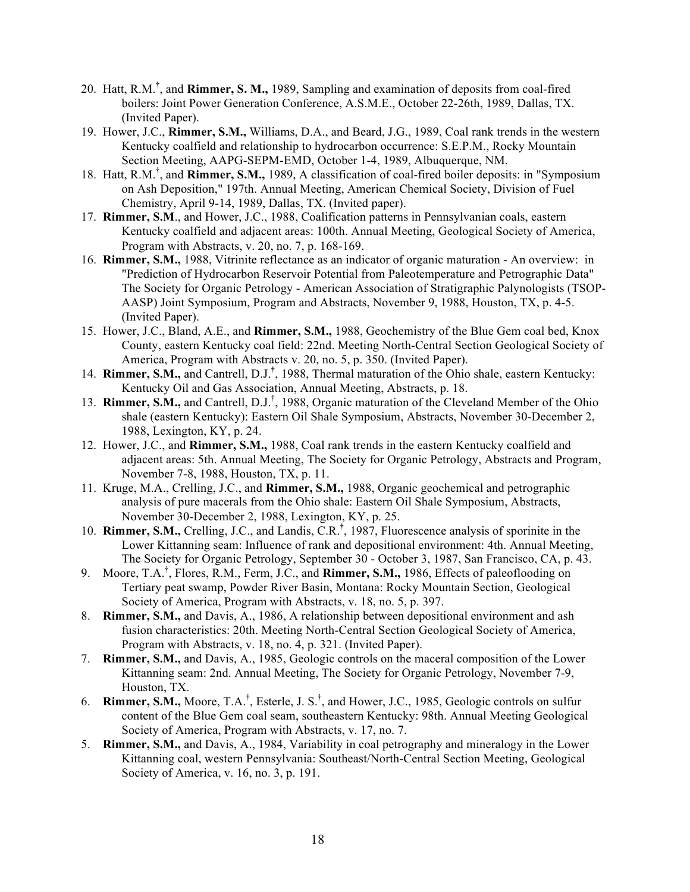20. Hatt, R.M.[†], and **Rimmer, S. M.,** 1989, Sampling and examination of deposits from coal-fired boilers: Joint Power Generation Conference, A.S.M.E., October 22-26th, 1989, Dallas, TX. (Invited Paper).
19. Hower, J.C., **Rimmer, S.M.,** Williams, D.A., and Beard, J.G., 1989, Coal rank trends in the western Kentucky coalfield and relationship to hydrocarbon occurrence: S.E.P.M., Rocky Mountain Section Meeting, AAPG-SEPM-EMD, October 1-4, 1989, Albuquerque, NM.
18. Hatt, R.M.[†], and **Rimmer, S.M.,** 1989, A classification of coal-fired boiler deposits: in "Symposium on Ash Deposition," 197th. Annual Meeting, American Chemical Society, Division of Fuel Chemistry, April 9-14, 1989, Dallas, TX. (Invited paper).
17. **Rimmer, S.M**., and Hower, J.C., 1988, Coalification patterns in Pennsylvanian coals, eastern Kentucky coalfield and adjacent areas: 100th. Annual Meeting, Geological Society of America, Program with Abstracts, v. 20, no. 7, p. 168-169.
16. **Rimmer, S.M.,** 1988, Vitrinite reflectance as an indicator of organic maturation - An overview: in "Prediction of Hydrocarbon Reservoir Potential from Paleotemperature and Petrographic Data" The Society for Organic Petrology - American Association of Stratigraphic Palynologists (TSOP-AASP) Joint Symposium, Program and Abstracts, November 9, 1988, Houston, TX, p. 4-5. (Invited Paper).
15. Hower, J.C., Bland, A.E., and **Rimmer, S.M.,** 1988, Geochemistry of the Blue Gem coal bed, Knox County, eastern Kentucky coal field: 22nd. Meeting North-Central Section Geological Society of America, Program with Abstracts v. 20, no. 5, p. 350. (Invited Paper).
14. **Rimmer, S.M.,** and Cantrell, D.J.[†], 1988, Thermal maturation of the Ohio shale, eastern Kentucky: Kentucky Oil and Gas Association, Annual Meeting, Abstracts, p. 18.
13. **Rimmer, S.M.,** and Cantrell, D.J.[†], 1988, Organic maturation of the Cleveland Member of the Ohio shale (eastern Kentucky): Eastern Oil Shale Symposium, Abstracts, November 30-December 2, 1988, Lexington, KY, p. 24.
12. Hower, J.C., and **Rimmer, S.M.,** 1988, Coal rank trends in the eastern Kentucky coalfield and adjacent areas: 5th. Annual Meeting, The Society for Organic Petrology, Abstracts and Program, November 7-8, 1988, Houston, TX, p. 11.
11. Kruge, M.A., Crelling, J.C., and **Rimmer, S.M.,** 1988, Organic geochemical and petrographic analysis of pure macerals from the Ohio shale: Eastern Oil Shale Symposium, Abstracts, November 30-December 2, 1988, Lexington, KY, p. 25.
10. **Rimmer, S.M.,** Crelling, J.C., and Landis, C.R.[†], 1987, Fluorescence analysis of sporinite in the Lower Kittanning seam: Influence of rank and depositional environment: 4th. Annual Meeting, The Society for Organic Petrology, September 30 - October 3, 1987, San Francisco, CA, p. 43.
9. Moore, T.A.[†], Flores, R.M., Ferm, J.C., and **Rimmer, S.M.,** 1986, Effects of paleoflooding on Tertiary peat swamp, Powder River Basin, Montana: Rocky Mountain Section, Geological Society of America, Program with Abstracts, v. 18, no. 5, p. 397.
8. **Rimmer, S.M.,** and Davis, A., 1986, A relationship between depositional environment and ash fusion characteristics: 20th. Meeting North-Central Section Geological Society of America, Program with Abstracts, v. 18, no. 4, p. 321. (Invited Paper).
7. **Rimmer, S.M.,** and Davis, A., 1985, Geologic controls on the maceral composition of the Lower Kittanning seam: 2nd. Annual Meeting, The Society for Organic Petrology, November 7-9, Houston, TX.
6. **Rimmer, S.M.,** Moore, T.A.[†], Esterle, J. S.[†], and Hower, J.C., 1985, Geologic controls on sulfur content of the Blue Gem coal seam, southeastern Kentucky: 98th. Annual Meeting Geological Society of America, Program with Abstracts, v. 17, no. 7.
5. **Rimmer, S.M.,** and Davis, A., 1984, Variability in coal petrography and mineralogy in the Lower Kittanning coal, western Pennsylvania: Southeast/North-Central Section Meeting, Geological Society of America, v. 16, no. 3, p. 191.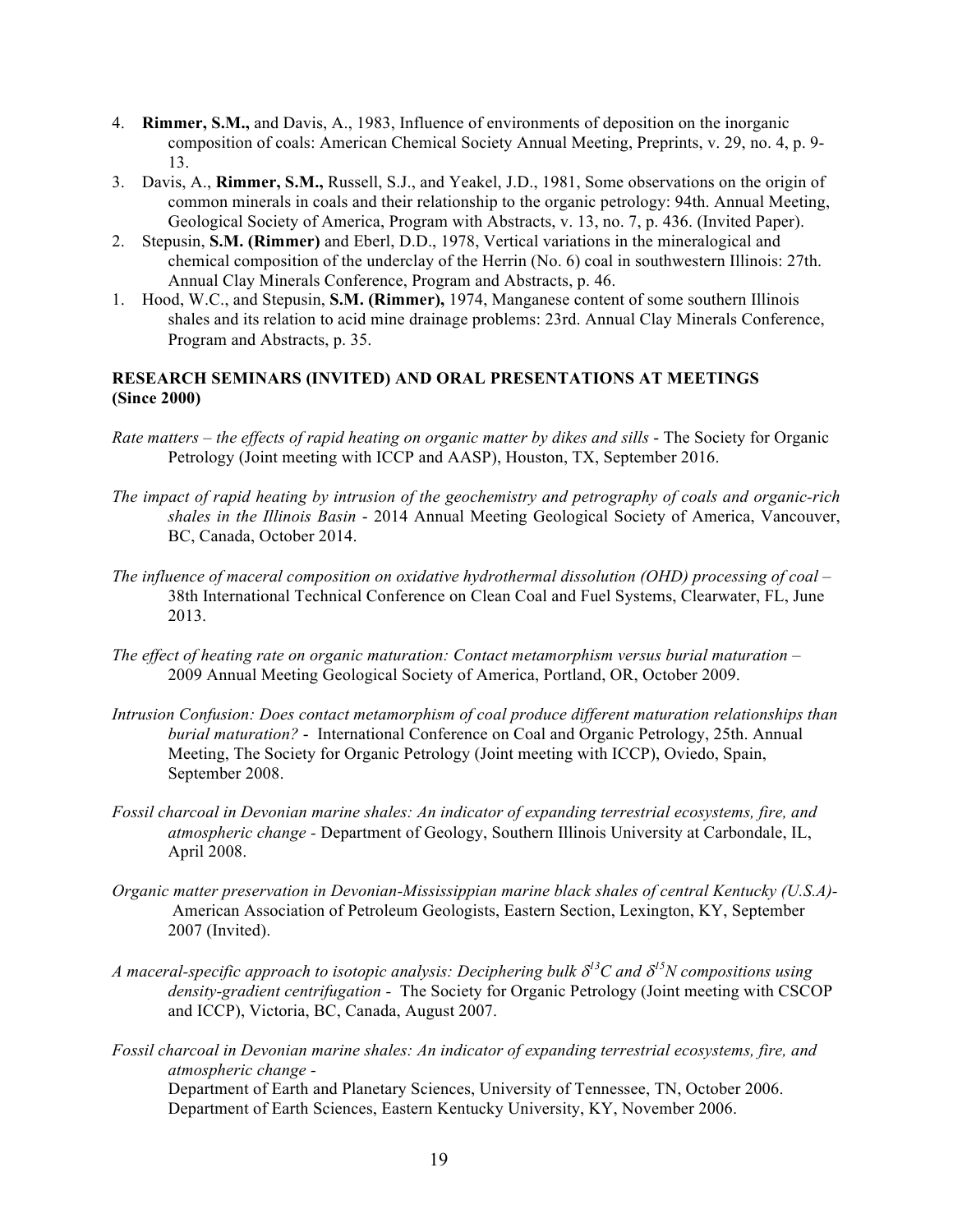4. **Rimmer, S.M.,** and Davis, A., 1983, Influence of environments of deposition on the inorganic composition of coals: American Chemical Society Annual Meeting, Preprints, v. 29, no. 4, p. 9-13.
3. Davis, A., **Rimmer, S.M.,** Russell, S.J., and Yeakel, J.D., 1981, Some observations on the origin of common minerals in coals and their relationship to the organic petrology: 94th. Annual Meeting, Geological Society of America, Program with Abstracts, v. 13, no. 7, p. 436. (Invited Paper).
2. Stepusin, **S.M. (Rimmer)** and Eberl, D.D., 1978, Vertical variations in the mineralogical and chemical composition of the underclay of the Herrin (No. 6) coal in southwestern Illinois: 27th. Annual Clay Minerals Conference, Program and Abstracts, p. 46.
1. Hood, W.C., and Stepusin, **S.M. (Rimmer),** 1974, Manganese content of some southern Illinois shales and its relation to acid mine drainage problems: 23rd. Annual Clay Minerals Conference, Program and Abstracts, p. 35.

**RESEARCH SEMINARS (INVITED) AND ORAL PRESENTATIONS AT MEETINGS (Since 2000)**

*Rate matters – the effects of rapid heating on organic matter by dikes and sills* - The Society for Organic Petrology (Joint meeting with ICCP and AASP), Houston, TX, September 2016.

*The impact of rapid heating by intrusion of the geochemistry and petrography of coals and organic-rich shales in the Illinois Basin* - 2014 Annual Meeting Geological Society of America, Vancouver, BC, Canada, October 2014.

*The influence of maceral composition on oxidative hydrothermal dissolution (OHD) processing of coal* – 38th International Technical Conference on Clean Coal and Fuel Systems, Clearwater, FL, June 2013.

*The effect of heating rate on organic maturation: Contact metamorphism versus burial maturation* – 2009 Annual Meeting Geological Society of America, Portland, OR, October 2009.

*Intrusion Confusion: Does contact metamorphism of coal produce different maturation relationships than burial maturation?* - International Conference on Coal and Organic Petrology, 25th. Annual Meeting, The Society for Organic Petrology (Joint meeting with ICCP), Oviedo, Spain, September 2008.

*Fossil charcoal in Devonian marine shales: An indicator of expanding terrestrial ecosystems, fire, and atmospheric change* - Department of Geology, Southern Illinois University at Carbondale, IL, April 2008.

*Organic matter preservation in Devonian-Mississippian marine black shales of central Kentucky (U.S.A)*- American Association of Petroleum Geologists, Eastern Section, Lexington, KY, September 2007 (Invited).

*A maceral-specific approach to isotopic analysis: Deciphering bulk $\delta^{13}C$ and $\delta^{15}N$ compositions using density-gradient centrifugation* - The Society for Organic Petrology (Joint meeting with CSCOP and ICCP), Victoria, BC, Canada, August 2007.

*Fossil charcoal in Devonian marine shales: An indicator of expanding terrestrial ecosystems, fire, and atmospheric change* -
Department of Earth and Planetary Sciences, University of Tennessee, TN, October 2006.
Department of Earth Sciences, Eastern Kentucky University, KY, November 2006.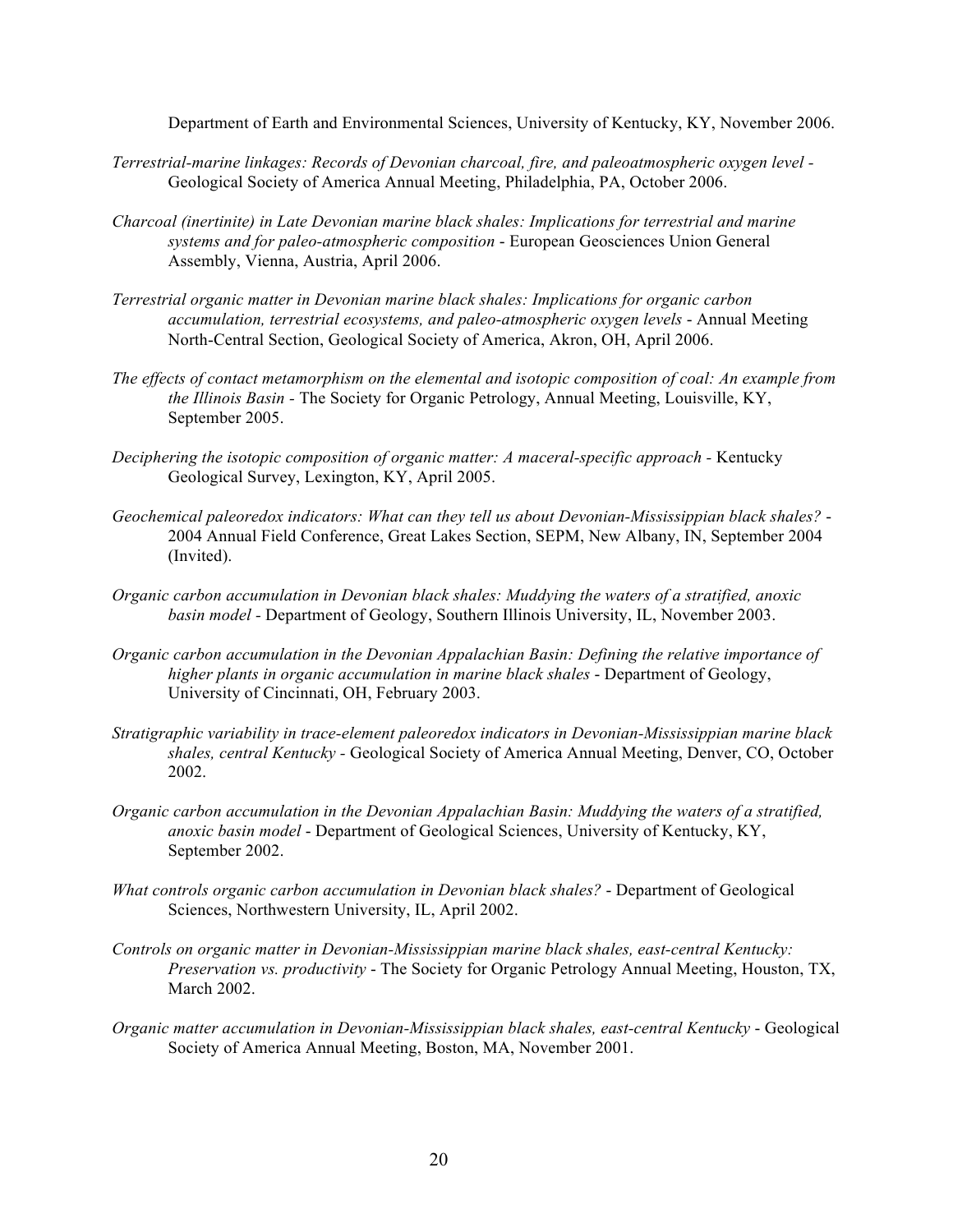Department of Earth and Environmental Sciences, University of Kentucky, KY, November 2006.

*Terrestrial-marine linkages: Records of Devonian charcoal, fire, and paleoatmospheric oxygen level* - Geological Society of America Annual Meeting, Philadelphia, PA, October 2006.

*Charcoal (inertinite) in Late Devonian marine black shales: Implications for terrestrial and marine systems and for paleo-atmospheric composition* - European Geosciences Union General Assembly, Vienna, Austria, April 2006.

*Terrestrial organic matter in Devonian marine black shales: Implications for organic carbon accumulation, terrestrial ecosystems, and paleo-atmospheric oxygen levels* - Annual Meeting North-Central Section, Geological Society of America, Akron, OH, April 2006.

*The effects of contact metamorphism on the elemental and isotopic composition of coal: An example from the Illinois Basin* - The Society for Organic Petrology, Annual Meeting, Louisville, KY, September 2005.

*Deciphering the isotopic composition of organic matter: A maceral-specific approach* - Kentucky Geological Survey, Lexington, KY, April 2005.

*Geochemical paleoredox indicators: What can they tell us about Devonian-Mississippian black shales?* - 2004 Annual Field Conference, Great Lakes Section, SEPM, New Albany, IN, September 2004 (Invited).

*Organic carbon accumulation in Devonian black shales: Muddying the waters of a stratified, anoxic basin model* - Department of Geology, Southern Illinois University, IL, November 2003.

*Organic carbon accumulation in the Devonian Appalachian Basin: Defining the relative importance of higher plants in organic accumulation in marine black shales* - Department of Geology, University of Cincinnati, OH, February 2003.

*Stratigraphic variability in trace-element paleoredox indicators in Devonian-Mississippian marine black shales, central Kentucky* - Geological Society of America Annual Meeting, Denver, CO, October 2002.

*Organic carbon accumulation in the Devonian Appalachian Basin: Muddying the waters of a stratified, anoxic basin model* - Department of Geological Sciences, University of Kentucky, KY, September 2002.

*What controls organic carbon accumulation in Devonian black shales?* - Department of Geological Sciences, Northwestern University, IL, April 2002.

*Controls on organic matter in Devonian-Mississippian marine black shales, east-central Kentucky: Preservation vs. productivity* - The Society for Organic Petrology Annual Meeting, Houston, TX, March 2002.

*Organic matter accumulation in Devonian-Mississippian black shales, east-central Kentucky* - Geological Society of America Annual Meeting, Boston, MA, November 2001.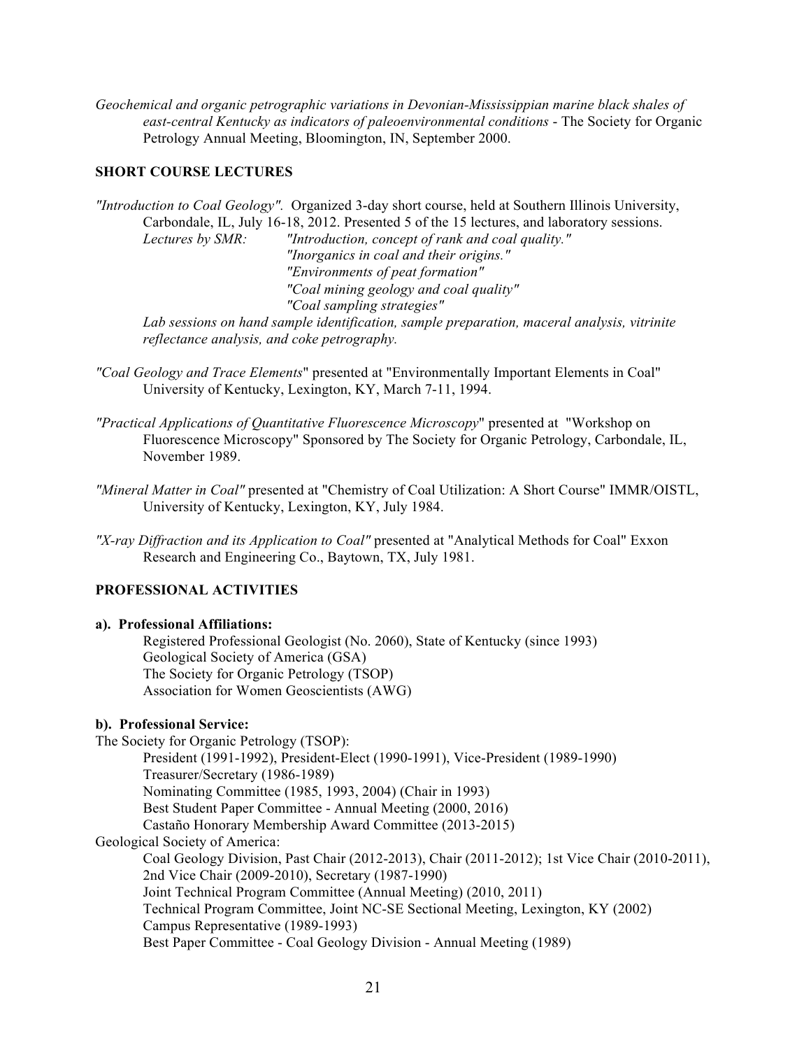*Geochemical and organic petrographic variations in Devonian-Mississippian marine black shales of east-central Kentucky as indicators of paleoenvironmental conditions* - The Society for Organic Petrology Annual Meeting, Bloomington, IN, September 2000.

## SHORT COURSE LECTURES

*"Introduction to Coal Geology".* Organized 3-day short course, held at Southern Illinois University, Carbondale, IL, July 16-18, 2012. Presented 5 of the 15 lectures, and laboratory sessions.

*Lectures by SMR:* *"Introduction, concept of rank and coal quality."*
*"Inorganics in coal and their origins."*
*"Environments of peat formation"*
*"Coal mining geology and coal quality"*
*"Coal sampling strategies"*

*Lab sessions on hand sample identification, sample preparation, maceral analysis, vitrinite reflectance analysis, and coke petrography.*

*"Coal Geology and Trace Elements*" presented at "Environmentally Important Elements in Coal" University of Kentucky, Lexington, KY, March 7-11, 1994.

*"Practical Applications of Quantitative Fluorescence Microscopy*" presented at "Workshop on Fluorescence Microscopy" Sponsored by The Society for Organic Petrology, Carbondale, IL, November 1989.

*"Mineral Matter in Coal"* presented at "Chemistry of Coal Utilization: A Short Course" IMMR/OISTL, University of Kentucky, Lexington, KY, July 1984.

*"X-ray Diffraction and its Application to Coal"* presented at "Analytical Methods for Coal" Exxon Research and Engineering Co., Baytown, TX, July 1981.

## PROFESSIONAL ACTIVITIES

**a). Professional Affiliations:**

Registered Professional Geologist (No. 2060), State of Kentucky (since 1993)
Geological Society of America (GSA)
The Society for Organic Petrology (TSOP)
Association for Women Geoscientists (AWG)

**b). Professional Service:**

The Society for Organic Petrology (TSOP):

President (1991-1992), President-Elect (1990-1991), Vice-President (1989-1990)
Treasurer/Secretary (1986-1989)
Nominating Committee (1985, 1993, 2004) (Chair in 1993)
Best Student Paper Committee - Annual Meeting (2000, 2016)
Castaño Honorary Membership Award Committee (2013-2015)

Geological Society of America:

Coal Geology Division, Past Chair (2012-2013), Chair (2011-2012); 1st Vice Chair (2010-2011), 2nd Vice Chair (2009-2010), Secretary (1987-1990)
Joint Technical Program Committee (Annual Meeting) (2010, 2011)
Technical Program Committee, Joint NC-SE Sectional Meeting, Lexington, KY (2002)
Campus Representative (1989-1993)
Best Paper Committee - Coal Geology Division - Annual Meeting (1989)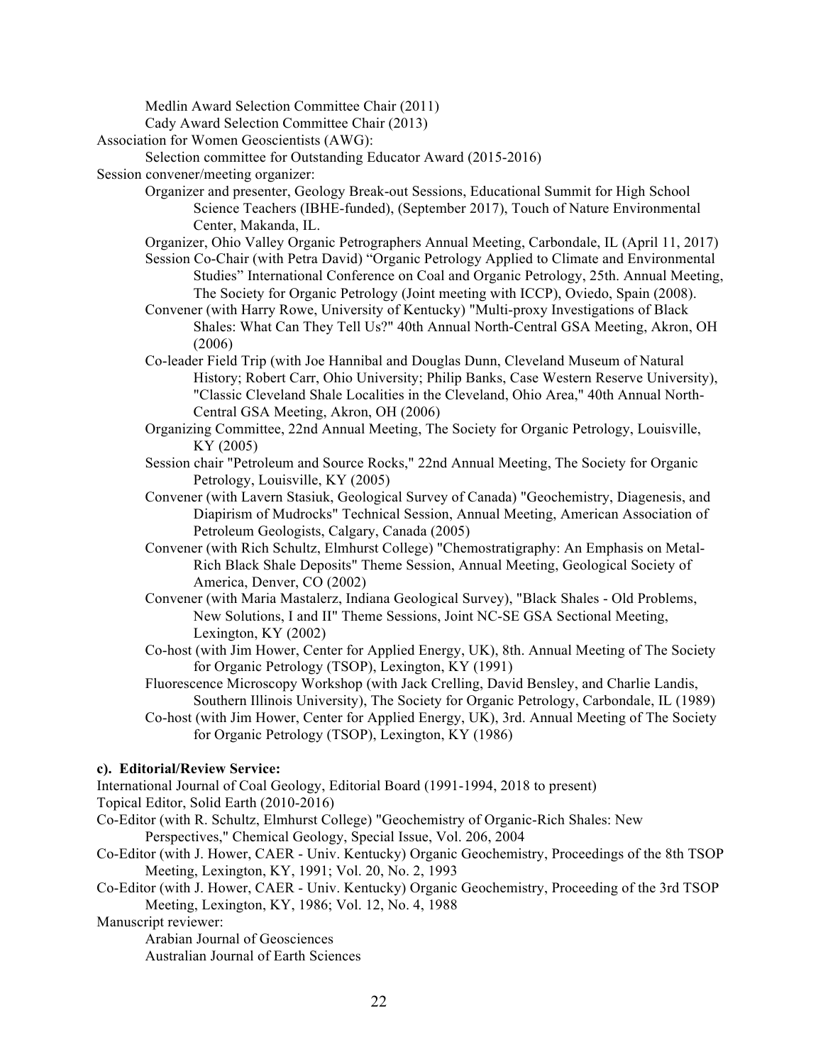Medlin Award Selection Committee Chair (2011)
Cady Award Selection Committee Chair (2013)

Association for Women Geoscientists (AWG):

Selection committee for Outstanding Educator Award (2015-2016)

Session convener/meeting organizer:

Organizer and presenter, Geology Break-out Sessions, Educational Summit for High School Science Teachers (IBHE-funded), (September 2017), Touch of Nature Environmental Center, Makanda, IL.

Organizer, Ohio Valley Organic Petrographers Annual Meeting, Carbondale, IL (April 11, 2017)

Session Co-Chair (with Petra David) "Organic Petrology Applied to Climate and Environmental Studies" International Conference on Coal and Organic Petrology, 25th. Annual Meeting, The Society for Organic Petrology (Joint meeting with ICCP), Oviedo, Spain (2008).

Convener (with Harry Rowe, University of Kentucky) "Multi-proxy Investigations of Black Shales: What Can They Tell Us?" 40th Annual North-Central GSA Meeting, Akron, OH (2006)

Co-leader Field Trip (with Joe Hannibal and Douglas Dunn, Cleveland Museum of Natural History; Robert Carr, Ohio University; Philip Banks, Case Western Reserve University), "Classic Cleveland Shale Localities in the Cleveland, Ohio Area," 40th Annual North-Central GSA Meeting, Akron, OH (2006)

Organizing Committee, 22nd Annual Meeting, The Society for Organic Petrology, Louisville, KY (2005)

Session chair "Petroleum and Source Rocks," 22nd Annual Meeting, The Society for Organic Petrology, Louisville, KY (2005)

Convener (with Lavern Stasiuk, Geological Survey of Canada) "Geochemistry, Diagenesis, and Diapirism of Mudrocks" Technical Session, Annual Meeting, American Association of Petroleum Geologists, Calgary, Canada (2005)

Convener (with Rich Schultz, Elmhurst College) "Chemostratigraphy: An Emphasis on Metal-Rich Black Shale Deposits" Theme Session, Annual Meeting, Geological Society of America, Denver, CO (2002)

Convener (with Maria Mastalerz, Indiana Geological Survey), "Black Shales - Old Problems, New Solutions, I and II" Theme Sessions, Joint NC-SE GSA Sectional Meeting, Lexington, KY (2002)

Co-host (with Jim Hower, Center for Applied Energy, UK), 8th. Annual Meeting of The Society for Organic Petrology (TSOP), Lexington, KY (1991)

Fluorescence Microscopy Workshop (with Jack Crelling, David Bensley, and Charlie Landis, Southern Illinois University), The Society for Organic Petrology, Carbondale, IL (1989)

Co-host (with Jim Hower, Center for Applied Energy, UK), 3rd. Annual Meeting of The Society for Organic Petrology (TSOP), Lexington, KY (1986)

**c). Editorial/Review Service:**

International Journal of Coal Geology, Editorial Board (1991-1994, 2018 to present)

Topical Editor, Solid Earth (2010-2016)

Co-Editor (with R. Schultz, Elmhurst College) "Geochemistry of Organic-Rich Shales: New Perspectives," Chemical Geology, Special Issue, Vol. 206, 2004

Co-Editor (with J. Hower, CAER - Univ. Kentucky) Organic Geochemistry, Proceedings of the 8th TSOP Meeting, Lexington, KY, 1991; Vol. 20, No. 2, 1993

Co-Editor (with J. Hower, CAER - Univ. Kentucky) Organic Geochemistry, Proceeding of the 3rd TSOP Meeting, Lexington, KY, 1986; Vol. 12, No. 4, 1988

Manuscript reviewer:

Arabian Journal of Geosciences
Australian Journal of Earth Sciences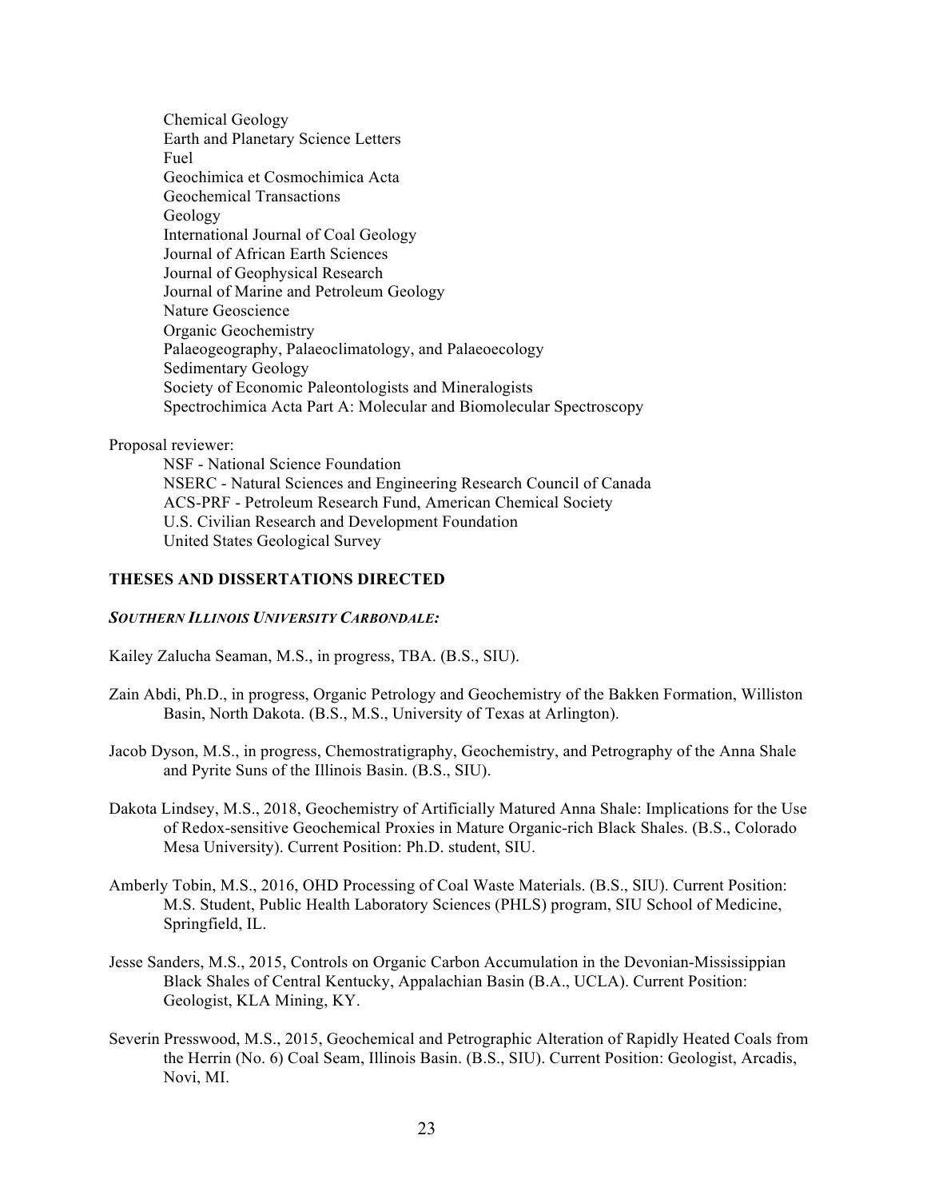Chemical Geology
Earth and Planetary Science Letters
Fuel
Geochimica et Cosmochimica Acta
Geochemical Transactions
Geology
International Journal of Coal Geology
Journal of African Earth Sciences
Journal of Geophysical Research
Journal of Marine and Petroleum Geology
Nature Geoscience
Organic Geochemistry
Palaeogeography, Palaeoclimatology, and Palaeoecology
Sedimentary Geology
Society of Economic Paleontologists and Mineralogists
Spectrochimica Acta Part A: Molecular and Biomolecular Spectroscopy

Proposal reviewer:

NSF - National Science Foundation
NSERC - Natural Sciences and Engineering Research Council of Canada
ACS-PRF - Petroleum Research Fund, American Chemical Society
U.S. Civilian Research and Development Foundation
United States Geological Survey

## THESES AND DISSERTATIONS DIRECTED

### *SOUTHERN ILLINOIS UNIVERSITY CARBONDALE:*

Kailey Zalucha Seaman, M.S., in progress, TBA. (B.S., SIU).

Zain Abdi, Ph.D., in progress, Organic Petrology and Geochemistry of the Bakken Formation, Williston Basin, North Dakota. (B.S., M.S., University of Texas at Arlington).

Jacob Dyson, M.S., in progress, Chemostratigraphy, Geochemistry, and Petrography of the Anna Shale and Pyrite Suns of the Illinois Basin. (B.S., SIU).

Dakota Lindsey, M.S., 2018, Geochemistry of Artificially Matured Anna Shale: Implications for the Use of Redox-sensitive Geochemical Proxies in Mature Organic-rich Black Shales. (B.S., Colorado Mesa University). Current Position: Ph.D. student, SIU.

Amberly Tobin, M.S., 2016, OHD Processing of Coal Waste Materials. (B.S., SIU). Current Position: M.S. Student, Public Health Laboratory Sciences (PHLS) program, SIU School of Medicine, Springfield, IL.

Jesse Sanders, M.S., 2015, Controls on Organic Carbon Accumulation in the Devonian-Mississippian Black Shales of Central Kentucky, Appalachian Basin (B.A., UCLA). Current Position: Geologist, KLA Mining, KY.

Severin Presswood, M.S., 2015, Geochemical and Petrographic Alteration of Rapidly Heated Coals from the Herrin (No. 6) Coal Seam, Illinois Basin. (B.S., SIU). Current Position: Geologist, Arcadis, Novi, MI.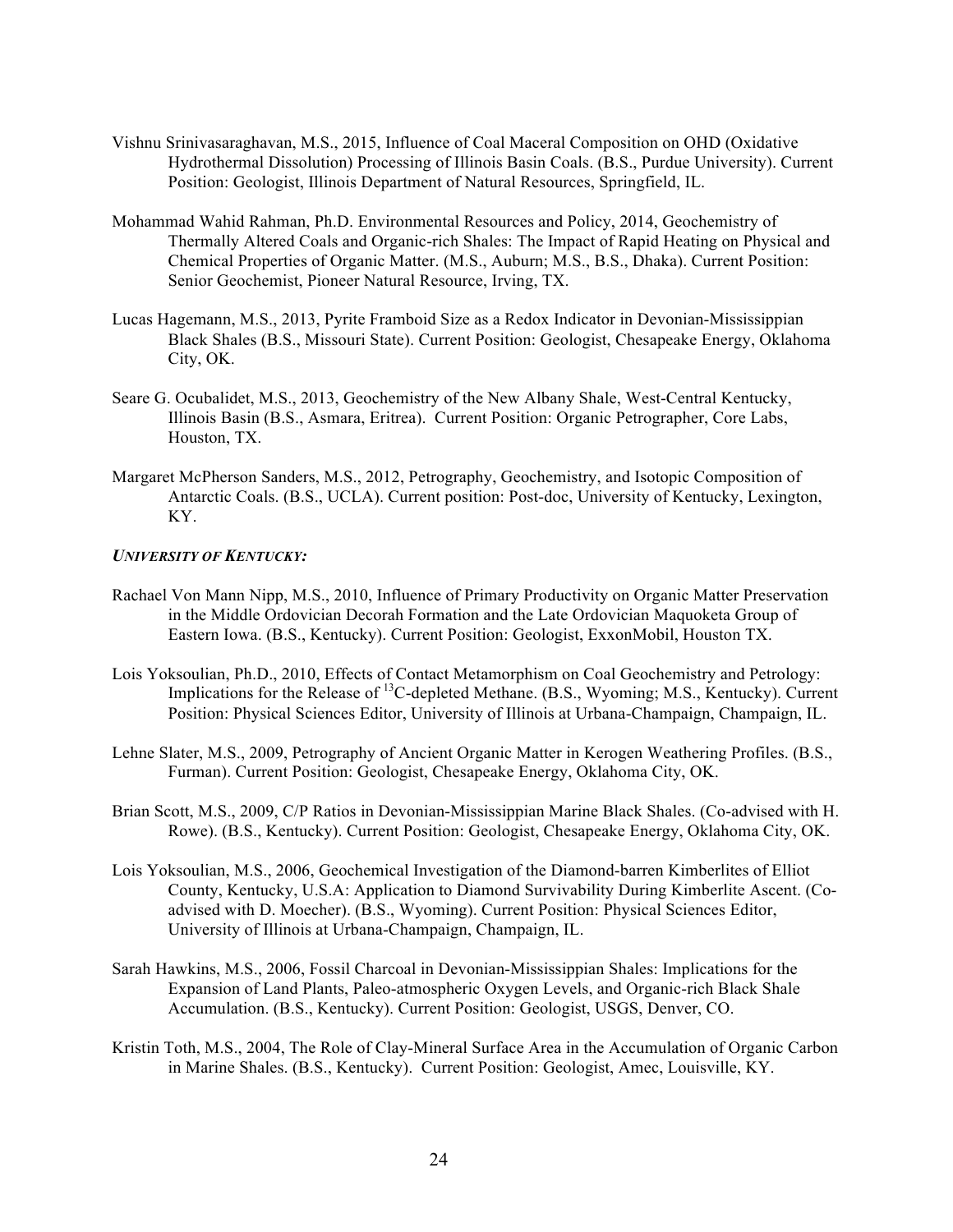Vishnu Srinivasaraghavan, M.S., 2015, Influence of Coal Maceral Composition on OHD (Oxidative Hydrothermal Dissolution) Processing of Illinois Basin Coals. (B.S., Purdue University). Current Position: Geologist, Illinois Department of Natural Resources, Springfield, IL.

Mohammad Wahid Rahman, Ph.D. Environmental Resources and Policy, 2014, Geochemistry of Thermally Altered Coals and Organic-rich Shales: The Impact of Rapid Heating on Physical and Chemical Properties of Organic Matter. (M.S., Auburn; M.S., B.S., Dhaka). Current Position: Senior Geochemist, Pioneer Natural Resource, Irving, TX.

Lucas Hagemann, M.S., 2013, Pyrite Framboid Size as a Redox Indicator in Devonian-Mississippian Black Shales (B.S., Missouri State). Current Position: Geologist, Chesapeake Energy, Oklahoma City, OK.

Seare G. Ocubalidet, M.S., 2013, Geochemistry of the New Albany Shale, West-Central Kentucky, Illinois Basin (B.S., Asmara, Eritrea). Current Position: Organic Petrographer, Core Labs, Houston, TX.

Margaret McPherson Sanders, M.S., 2012, Petrography, Geochemistry, and Isotopic Composition of Antarctic Coals. (B.S., UCLA). Current position: Post-doc, University of Kentucky, Lexington, KY.

***UNIVERSITY OF KENTUCKY:***

Rachael Von Mann Nipp, M.S., 2010, Influence of Primary Productivity on Organic Matter Preservation in the Middle Ordovician Decorah Formation and the Late Ordovician Maquoketa Group of Eastern Iowa. (B.S., Kentucky). Current Position: Geologist, ExxonMobil, Houston TX.

Lois Yoksoulian, Ph.D., 2010, Effects of Contact Metamorphism on Coal Geochemistry and Petrology: Implications for the Release of $^{13}C$-depleted Methane. (B.S., Wyoming; M.S., Kentucky). Current Position: Physical Sciences Editor, University of Illinois at Urbana-Champaign, Champaign, IL.

Lehne Slater, M.S., 2009, Petrography of Ancient Organic Matter in Kerogen Weathering Profiles. (B.S., Furman). Current Position: Geologist, Chesapeake Energy, Oklahoma City, OK.

Brian Scott, M.S., 2009, C/P Ratios in Devonian-Mississippian Marine Black Shales. (Co-advised with H. Rowe). (B.S., Kentucky). Current Position: Geologist, Chesapeake Energy, Oklahoma City, OK.

Lois Yoksoulian, M.S., 2006, Geochemical Investigation of the Diamond-barren Kimberlites of Elliot County, Kentucky, U.S.A: Application to Diamond Survivability During Kimberlite Ascent. (Co-advised with D. Moecher). (B.S., Wyoming). Current Position: Physical Sciences Editor, University of Illinois at Urbana-Champaign, Champaign, IL.

Sarah Hawkins, M.S., 2006, Fossil Charcoal in Devonian-Mississippian Shales: Implications for the Expansion of Land Plants, Paleo-atmospheric Oxygen Levels, and Organic-rich Black Shale Accumulation. (B.S., Kentucky). Current Position: Geologist, USGS, Denver, CO.

Kristin Toth, M.S., 2004, The Role of Clay-Mineral Surface Area in the Accumulation of Organic Carbon in Marine Shales. (B.S., Kentucky). Current Position: Geologist, Amec, Louisville, KY.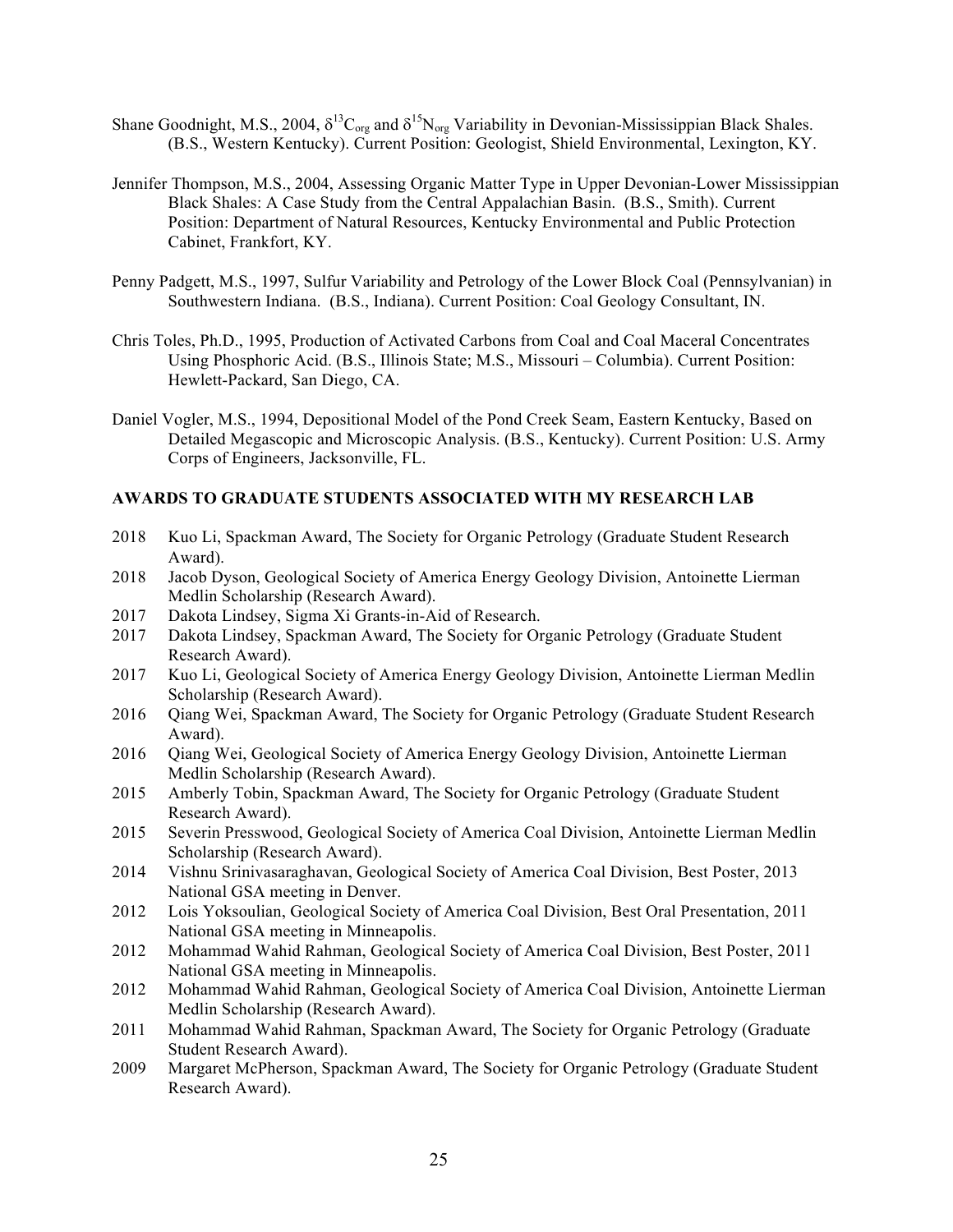Shane Goodnight, M.S., 2004, $\delta^{13}C_{org}$ and $\delta^{15}N_{org}$ Variability in Devonian-Mississippian Black Shales. (B.S., Western Kentucky). Current Position: Geologist, Shield Environmental, Lexington, KY.

Jennifer Thompson, M.S., 2004, Assessing Organic Matter Type in Upper Devonian-Lower Mississippian Black Shales: A Case Study from the Central Appalachian Basin. (B.S., Smith). Current Position: Department of Natural Resources, Kentucky Environmental and Public Protection Cabinet, Frankfort, KY.

Penny Padgett, M.S., 1997, Sulfur Variability and Petrology of the Lower Block Coal (Pennsylvanian) in Southwestern Indiana. (B.S., Indiana). Current Position: Coal Geology Consultant, IN.

Chris Toles, Ph.D., 1995, Production of Activated Carbons from Coal and Coal Maceral Concentrates Using Phosphoric Acid. (B.S., Illinois State; M.S., Missouri – Columbia). Current Position: Hewlett-Packard, San Diego, CA.

Daniel Vogler, M.S., 1994, Depositional Model of the Pond Creek Seam, Eastern Kentucky, Based on Detailed Megascopic and Microscopic Analysis. (B.S., Kentucky). Current Position: U.S. Army Corps of Engineers, Jacksonville, FL.

## AWARDS TO GRADUATE STUDENTS ASSOCIATED WITH MY RESEARCH LAB

- 2018 Kuo Li, Spackman Award, The Society for Organic Petrology (Graduate Student Research Award).
- 2018 Jacob Dyson, Geological Society of America Energy Geology Division, Antoinette Lierman Medlin Scholarship (Research Award).
- 2017 Dakota Lindsey, Sigma Xi Grants-in-Aid of Research.
- 2017 Dakota Lindsey, Spackman Award, The Society for Organic Petrology (Graduate Student Research Award).
- 2017 Kuo Li, Geological Society of America Energy Geology Division, Antoinette Lierman Medlin Scholarship (Research Award).
- 2016 Qiang Wei, Spackman Award, The Society for Organic Petrology (Graduate Student Research Award).
- 2016 Qiang Wei, Geological Society of America Energy Geology Division, Antoinette Lierman Medlin Scholarship (Research Award).
- 2015 Amberly Tobin, Spackman Award, The Society for Organic Petrology (Graduate Student Research Award).
- 2015 Severin Presswood, Geological Society of America Coal Division, Antoinette Lierman Medlin Scholarship (Research Award).
- 2014 Vishnu Srinivasaraghavan, Geological Society of America Coal Division, Best Poster, 2013 National GSA meeting in Denver.
- 2012 Lois Yoksoulian, Geological Society of America Coal Division, Best Oral Presentation, 2011 National GSA meeting in Minneapolis.
- 2012 Mohammad Wahid Rahman, Geological Society of America Coal Division, Best Poster, 2011 National GSA meeting in Minneapolis.
- 2012 Mohammad Wahid Rahman, Geological Society of America Coal Division, Antoinette Lierman Medlin Scholarship (Research Award).
- 2011 Mohammad Wahid Rahman, Spackman Award, The Society for Organic Petrology (Graduate Student Research Award).
- 2009 Margaret McPherson, Spackman Award, The Society for Organic Petrology (Graduate Student Research Award).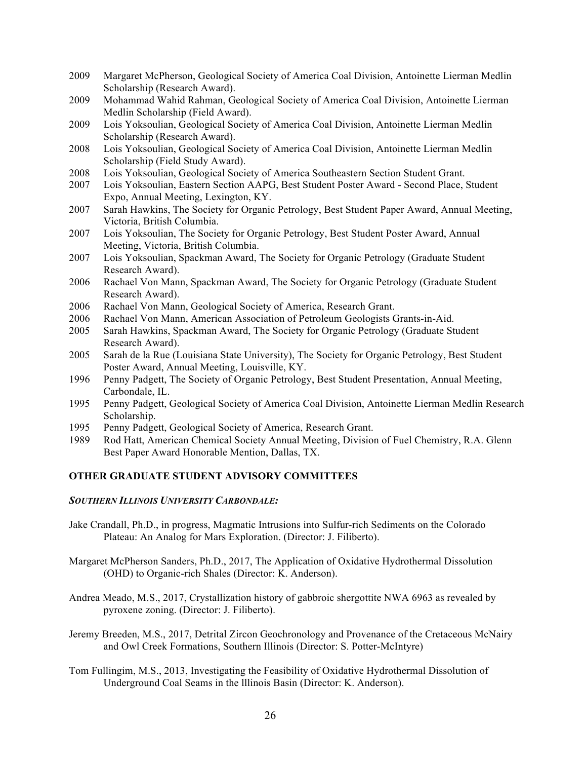2009 Margaret McPherson, Geological Society of America Coal Division, Antoinette Lierman Medlin Scholarship (Research Award).

2009 Mohammad Wahid Rahman, Geological Society of America Coal Division, Antoinette Lierman Medlin Scholarship (Field Award).

2009 Lois Yoksoulian, Geological Society of America Coal Division, Antoinette Lierman Medlin Scholarship (Research Award).

2008 Lois Yoksoulian, Geological Society of America Coal Division, Antoinette Lierman Medlin Scholarship (Field Study Award).

2008 Lois Yoksoulian, Geological Society of America Southeastern Section Student Grant.

2007 Lois Yoksoulian, Eastern Section AAPG, Best Student Poster Award - Second Place, Student Expo, Annual Meeting, Lexington, KY.

2007 Sarah Hawkins, The Society for Organic Petrology, Best Student Paper Award, Annual Meeting, Victoria, British Columbia.

2007 Lois Yoksoulian, The Society for Organic Petrology, Best Student Poster Award, Annual Meeting, Victoria, British Columbia.

2007 Lois Yoksoulian, Spackman Award, The Society for Organic Petrology (Graduate Student Research Award).

2006 Rachael Von Mann, Spackman Award, The Society for Organic Petrology (Graduate Student Research Award).

2006 Rachael Von Mann, Geological Society of America, Research Grant.

2006 Rachael Von Mann, American Association of Petroleum Geologists Grants-in-Aid.

2005 Sarah Hawkins, Spackman Award, The Society for Organic Petrology (Graduate Student Research Award).

2005 Sarah de la Rue (Louisiana State University), The Society for Organic Petrology, Best Student Poster Award, Annual Meeting, Louisville, KY.

1996 Penny Padgett, The Society of Organic Petrology, Best Student Presentation, Annual Meeting, Carbondale, IL.

1995 Penny Padgett, Geological Society of America Coal Division, Antoinette Lierman Medlin Research Scholarship.

1995 Penny Padgett, Geological Society of America, Research Grant.

1989 Rod Hatt, American Chemical Society Annual Meeting, Division of Fuel Chemistry, R.A. Glenn Best Paper Award Honorable Mention, Dallas, TX.

## OTHER GRADUATE STUDENT ADVISORY COMMITTEES

### *SOUTHERN ILLINOIS UNIVERSITY CARBONDALE:*

Jake Crandall, Ph.D., in progress, Magmatic Intrusions into Sulfur-rich Sediments on the Colorado Plateau: An Analog for Mars Exploration. (Director: J. Filiberto).

Margaret McPherson Sanders, Ph.D., 2017, The Application of Oxidative Hydrothermal Dissolution (OHD) to Organic-rich Shales (Director: K. Anderson).

Andrea Meado, M.S., 2017, Crystallization history of gabbroic shergottite NWA 6963 as revealed by pyroxene zoning. (Director: J. Filiberto).

Jeremy Breeden, M.S., 2017, Detrital Zircon Geochronology and Provenance of the Cretaceous McNairy and Owl Creek Formations, Southern Illinois (Director: S. Potter-McIntyre)

Tom Fullingim, M.S., 2013, Investigating the Feasibility of Oxidative Hydrothermal Dissolution of Underground Coal Seams in the lllinois Basin (Director: K. Anderson).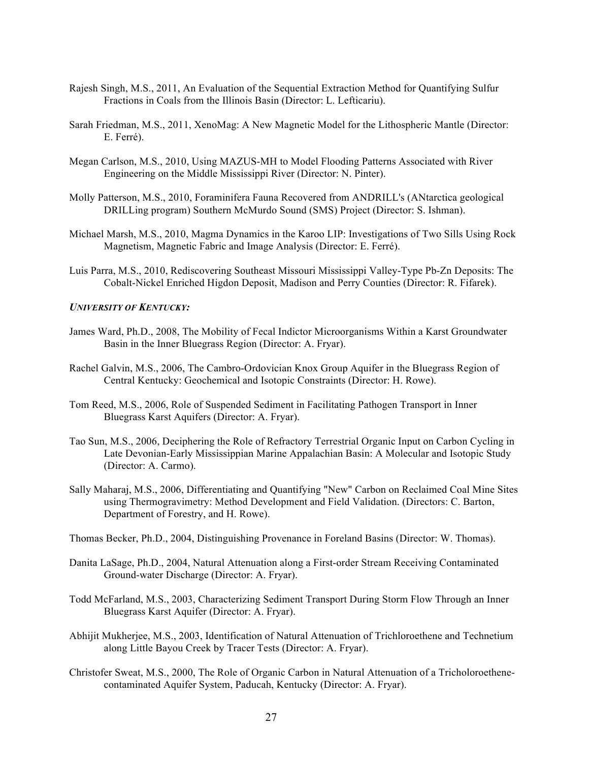Rajesh Singh, M.S., 2011, An Evaluation of the Sequential Extraction Method for Quantifying Sulfur Fractions in Coals from the Illinois Basin (Director: L. Lefticariu).

Sarah Friedman, M.S., 2011, XenoMag: A New Magnetic Model for the Lithospheric Mantle (Director: E. Ferré).

Megan Carlson, M.S., 2010, Using MAZUS-MH to Model Flooding Patterns Associated with River Engineering on the Middle Mississippi River (Director: N. Pinter).

Molly Patterson, M.S., 2010, Foraminifera Fauna Recovered from ANDRILL's (ANtarctica geological DRILLing program) Southern McMurdo Sound (SMS) Project (Director: S. Ishman).

Michael Marsh, M.S., 2010, Magma Dynamics in the Karoo LIP: Investigations of Two Sills Using Rock Magnetism, Magnetic Fabric and Image Analysis (Director: E. Ferré).

Luis Parra, M.S., 2010, Rediscovering Southeast Missouri Mississippi Valley-Type Pb-Zn Deposits: The Cobalt-Nickel Enriched Higdon Deposit, Madison and Perry Counties (Director: R. Fifarek).

***UNIVERSITY OF KENTUCKY:***

James Ward, Ph.D., 2008, The Mobility of Fecal Indictor Microorganisms Within a Karst Groundwater Basin in the Inner Bluegrass Region (Director: A. Fryar).

Rachel Galvin, M.S., 2006, The Cambro-Ordovician Knox Group Aquifer in the Bluegrass Region of Central Kentucky: Geochemical and Isotopic Constraints (Director: H. Rowe).

Tom Reed, M.S., 2006, Role of Suspended Sediment in Facilitating Pathogen Transport in Inner Bluegrass Karst Aquifers (Director: A. Fryar).

Tao Sun, M.S., 2006, Deciphering the Role of Refractory Terrestrial Organic Input on Carbon Cycling in Late Devonian-Early Mississippian Marine Appalachian Basin: A Molecular and Isotopic Study (Director: A. Carmo).

Sally Maharaj, M.S., 2006, Differentiating and Quantifying "New" Carbon on Reclaimed Coal Mine Sites using Thermogravimetry: Method Development and Field Validation. (Directors: C. Barton, Department of Forestry, and H. Rowe).

Thomas Becker, Ph.D., 2004, Distinguishing Provenance in Foreland Basins (Director: W. Thomas).

Danita LaSage, Ph.D., 2004, Natural Attenuation along a First-order Stream Receiving Contaminated Ground-water Discharge (Director: A. Fryar).

Todd McFarland, M.S., 2003, Characterizing Sediment Transport During Storm Flow Through an Inner Bluegrass Karst Aquifer (Director: A. Fryar).

Abhijit Mukherjee, M.S., 2003, Identification of Natural Attenuation of Trichloroethene and Technetium along Little Bayou Creek by Tracer Tests (Director: A. Fryar).

Christofer Sweat, M.S., 2000, The Role of Organic Carbon in Natural Attenuation of a Tricholoroethene-contaminated Aquifer System, Paducah, Kentucky (Director: A. Fryar).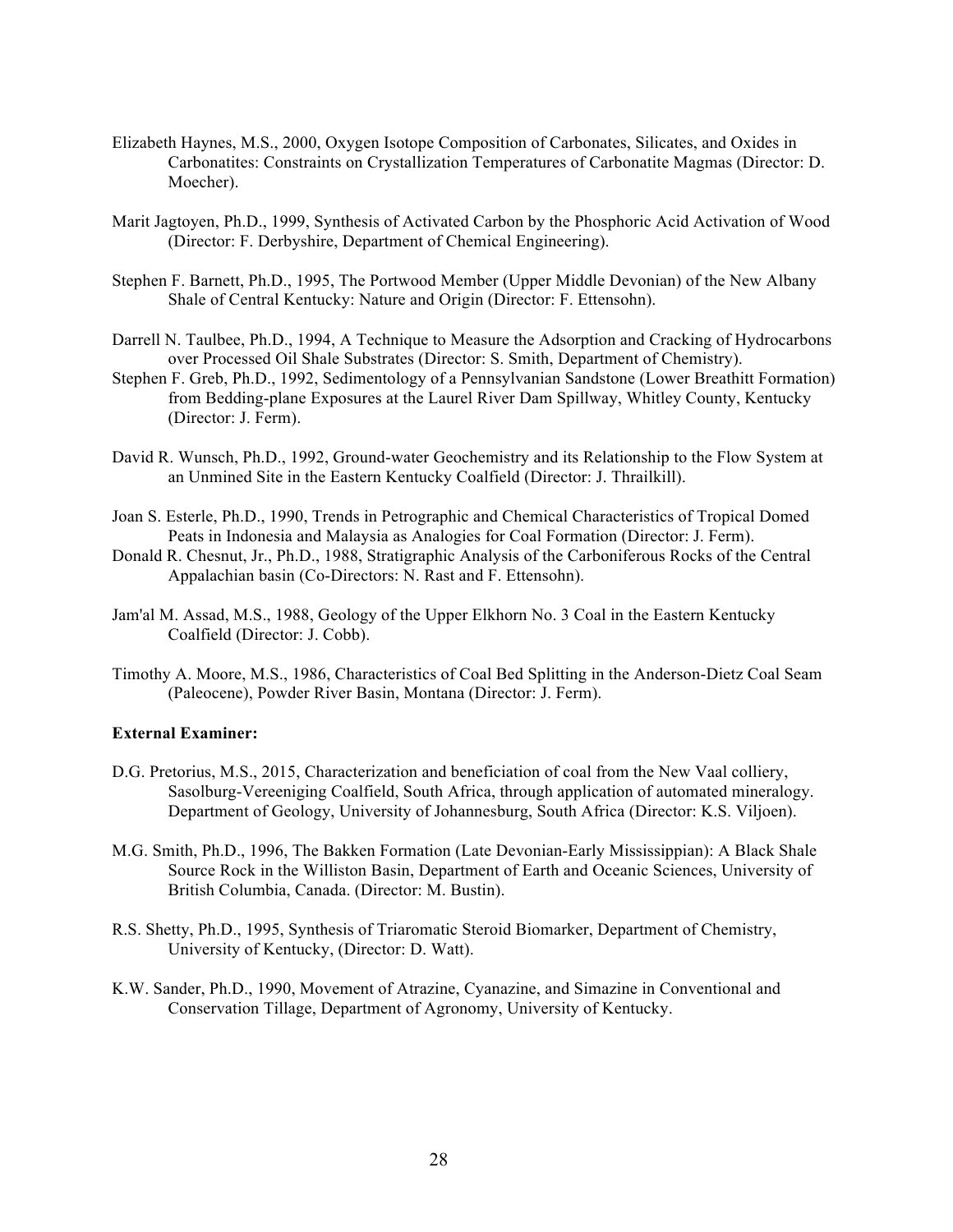Elizabeth Haynes, M.S., 2000, Oxygen Isotope Composition of Carbonates, Silicates, and Oxides in Carbonatites: Constraints on Crystallization Temperatures of Carbonatite Magmas (Director: D. Moecher).

Marit Jagtoyen, Ph.D., 1999, Synthesis of Activated Carbon by the Phosphoric Acid Activation of Wood (Director: F. Derbyshire, Department of Chemical Engineering).

Stephen F. Barnett, Ph.D., 1995, The Portwood Member (Upper Middle Devonian) of the New Albany Shale of Central Kentucky: Nature and Origin (Director: F. Ettensohn).

Darrell N. Taulbee, Ph.D., 1994, A Technique to Measure the Adsorption and Cracking of Hydrocarbons over Processed Oil Shale Substrates (Director: S. Smith, Department of Chemistry).

Stephen F. Greb, Ph.D., 1992, Sedimentology of a Pennsylvanian Sandstone (Lower Breathitt Formation) from Bedding-plane Exposures at the Laurel River Dam Spillway, Whitley County, Kentucky (Director: J. Ferm).

David R. Wunsch, Ph.D., 1992, Ground-water Geochemistry and its Relationship to the Flow System at an Unmined Site in the Eastern Kentucky Coalfield (Director: J. Thrailkill).

Joan S. Esterle, Ph.D., 1990, Trends in Petrographic and Chemical Characteristics of Tropical Domed Peats in Indonesia and Malaysia as Analogies for Coal Formation (Director: J. Ferm).

Donald R. Chesnut, Jr., Ph.D., 1988, Stratigraphic Analysis of the Carboniferous Rocks of the Central Appalachian basin (Co-Directors: N. Rast and F. Ettensohn).

Jam'al M. Assad, M.S., 1988, Geology of the Upper Elkhorn No. 3 Coal in the Eastern Kentucky Coalfield (Director: J. Cobb).

Timothy A. Moore, M.S., 1986, Characteristics of Coal Bed Splitting in the Anderson-Dietz Coal Seam (Paleocene), Powder River Basin, Montana (Director: J. Ferm).

**External Examiner:**

D.G. Pretorius, M.S., 2015, Characterization and beneficiation of coal from the New Vaal colliery, Sasolburg-Vereeniging Coalfield, South Africa, through application of automated mineralogy. Department of Geology, University of Johannesburg, South Africa (Director: K.S. Viljoen).

M.G. Smith, Ph.D., 1996, The Bakken Formation (Late Devonian-Early Mississippian): A Black Shale Source Rock in the Williston Basin, Department of Earth and Oceanic Sciences, University of British Columbia, Canada. (Director: M. Bustin).

R.S. Shetty, Ph.D., 1995, Synthesis of Triaromatic Steroid Biomarker, Department of Chemistry, University of Kentucky, (Director: D. Watt).

K.W. Sander, Ph.D., 1990, Movement of Atrazine, Cyanazine, and Simazine in Conventional and Conservation Tillage, Department of Agronomy, University of Kentucky.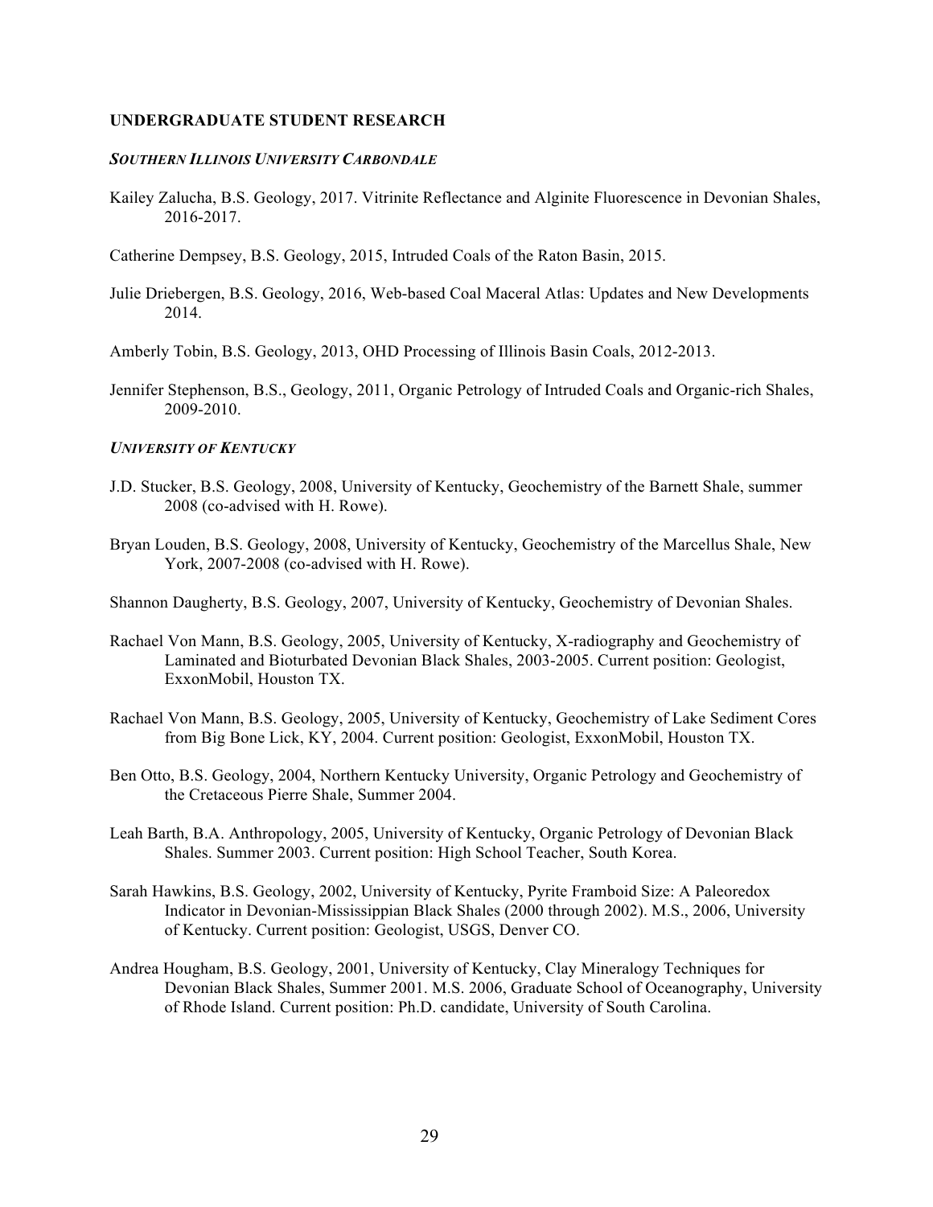## UNDERGRADUATE STUDENT RESEARCH

### *SOUTHERN ILLINOIS UNIVERSITY CARBONDALE*

Kailey Zalucha, B.S. Geology, 2017. Vitrinite Reflectance and Alginite Fluorescence in Devonian Shales, 2016-2017.

Catherine Dempsey, B.S. Geology, 2015, Intruded Coals of the Raton Basin, 2015.

Julie Driebergen, B.S. Geology, 2016, Web-based Coal Maceral Atlas: Updates and New Developments 2014.

Amberly Tobin, B.S. Geology, 2013, OHD Processing of Illinois Basin Coals, 2012-2013.

Jennifer Stephenson, B.S., Geology, 2011, Organic Petrology of Intruded Coals and Organic-rich Shales, 2009-2010.

### *UNIVERSITY OF KENTUCKY*

J.D. Stucker, B.S. Geology, 2008, University of Kentucky, Geochemistry of the Barnett Shale, summer 2008 (co-advised with H. Rowe).

Bryan Louden, B.S. Geology, 2008, University of Kentucky, Geochemistry of the Marcellus Shale, New York, 2007-2008 (co-advised with H. Rowe).

Shannon Daugherty, B.S. Geology, 2007, University of Kentucky, Geochemistry of Devonian Shales.

Rachael Von Mann, B.S. Geology, 2005, University of Kentucky, X-radiography and Geochemistry of Laminated and Bioturbated Devonian Black Shales, 2003-2005. Current position: Geologist, ExxonMobil, Houston TX.

Rachael Von Mann, B.S. Geology, 2005, University of Kentucky, Geochemistry of Lake Sediment Cores from Big Bone Lick, KY, 2004. Current position: Geologist, ExxonMobil, Houston TX.

Ben Otto, B.S. Geology, 2004, Northern Kentucky University, Organic Petrology and Geochemistry of the Cretaceous Pierre Shale, Summer 2004.

Leah Barth, B.A. Anthropology, 2005, University of Kentucky, Organic Petrology of Devonian Black Shales. Summer 2003. Current position: High School Teacher, South Korea.

Sarah Hawkins, B.S. Geology, 2002, University of Kentucky, Pyrite Framboid Size: A Paleoredox Indicator in Devonian-Mississippian Black Shales (2000 through 2002). M.S., 2006, University of Kentucky. Current position: Geologist, USGS, Denver CO.

Andrea Hougham, B.S. Geology, 2001, University of Kentucky, Clay Mineralogy Techniques for Devonian Black Shales, Summer 2001. M.S. 2006, Graduate School of Oceanography, University of Rhode Island. Current position: Ph.D. candidate, University of South Carolina.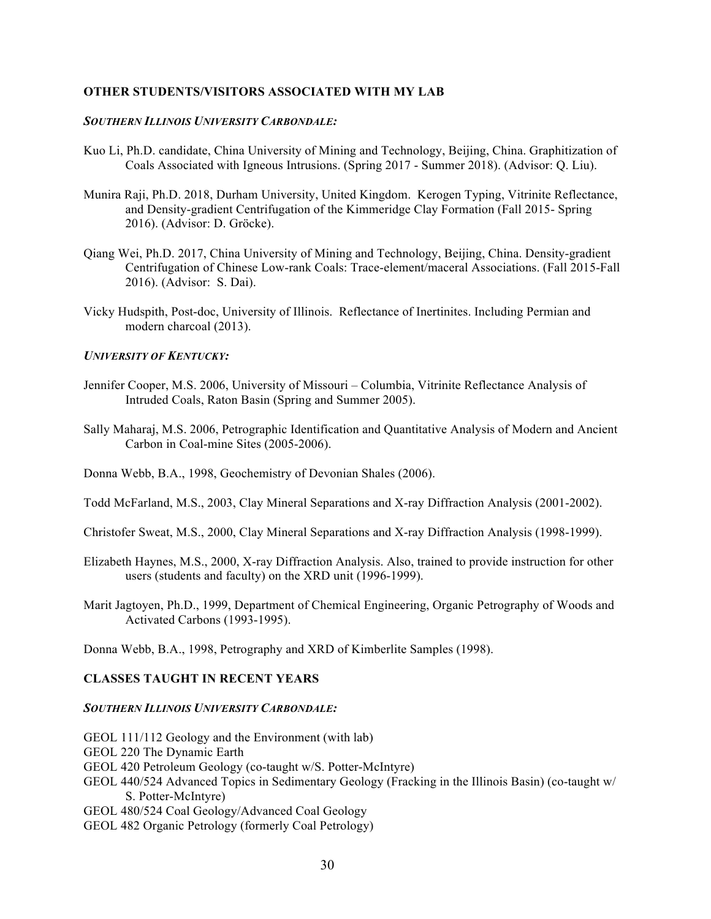## OTHER STUDENTS/VISITORS ASSOCIATED WITH MY LAB

### *SOUTHERN ILLINOIS UNIVERSITY CARBONDALE:*

Kuo Li, Ph.D. candidate, China University of Mining and Technology, Beijing, China. Graphitization of Coals Associated with Igneous Intrusions. (Spring 2017 - Summer 2018). (Advisor: Q. Liu).

Munira Raji, Ph.D. 2018, Durham University, United Kingdom. Kerogen Typing, Vitrinite Reflectance, and Density-gradient Centrifugation of the Kimmeridge Clay Formation (Fall 2015- Spring 2016). (Advisor: D. Gröcke).

Qiang Wei, Ph.D. 2017, China University of Mining and Technology, Beijing, China. Density-gradient Centrifugation of Chinese Low-rank Coals: Trace-element/maceral Associations. (Fall 2015-Fall 2016). (Advisor: S. Dai).

Vicky Hudspith, Post-doc, University of Illinois. Reflectance of Inertinites. Including Permian and modern charcoal (2013).

### *UNIVERSITY OF KENTUCKY:*

Jennifer Cooper, M.S. 2006, University of Missouri – Columbia, Vitrinite Reflectance Analysis of Intruded Coals, Raton Basin (Spring and Summer 2005).

Sally Maharaj, M.S. 2006, Petrographic Identification and Quantitative Analysis of Modern and Ancient Carbon in Coal-mine Sites (2005-2006).

Donna Webb, B.A., 1998, Geochemistry of Devonian Shales (2006).

Todd McFarland, M.S., 2003, Clay Mineral Separations and X-ray Diffraction Analysis (2001-2002).

Christofer Sweat, M.S., 2000, Clay Mineral Separations and X-ray Diffraction Analysis (1998-1999).

Elizabeth Haynes, M.S., 2000, X-ray Diffraction Analysis. Also, trained to provide instruction for other users (students and faculty) on the XRD unit (1996-1999).

Marit Jagtoyen, Ph.D., 1999, Department of Chemical Engineering, Organic Petrography of Woods and Activated Carbons (1993-1995).

Donna Webb, B.A., 1998, Petrography and XRD of Kimberlite Samples (1998).

## CLASSES TAUGHT IN RECENT YEARS

### *SOUTHERN ILLINOIS UNIVERSITY CARBONDALE:*

GEOL 111/112 Geology and the Environment (with lab)  
GEOL 220 The Dynamic Earth  
GEOL 420 Petroleum Geology (co-taught w/S. Potter-McIntyre)  
GEOL 440/524 Advanced Topics in Sedimentary Geology (Fracking in the Illinois Basin) (co-taught w/ S. Potter-McIntyre)  
GEOL 480/524 Coal Geology/Advanced Coal Geology  
GEOL 482 Organic Petrology (formerly Coal Petrology)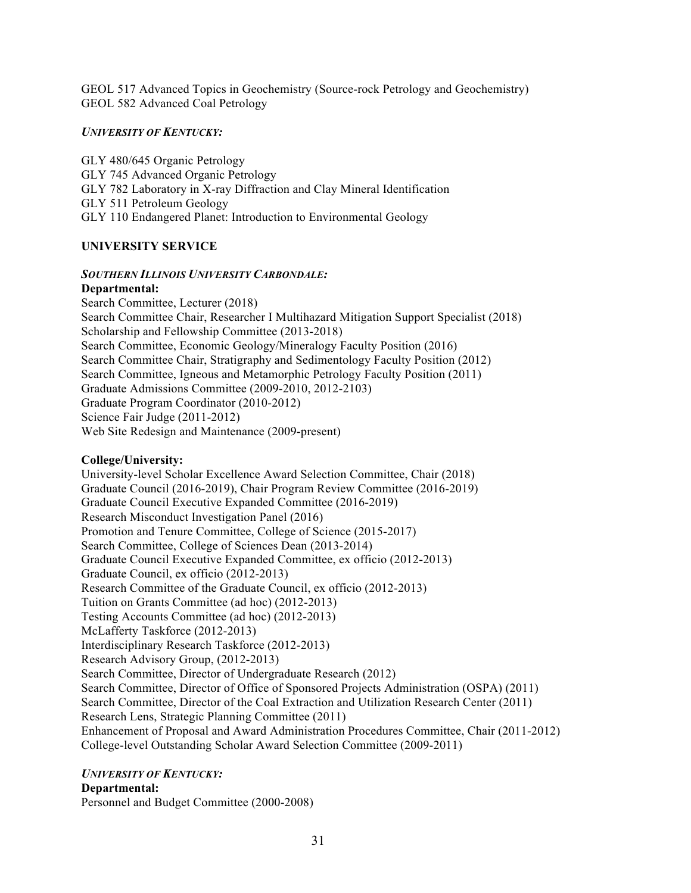GEOL 517 Advanced Topics in Geochemistry (Source-rock Petrology and Geochemistry)
GEOL 582 Advanced Coal Petrology

***UNIVERSITY OF KENTUCKY:***

GLY 480/645 Organic Petrology
GLY 745 Advanced Organic Petrology
GLY 782 Laboratory in X-ray Diffraction and Clay Mineral Identification
GLY 511 Petroleum Geology
GLY 110 Endangered Planet: Introduction to Environmental Geology

## UNIVERSITY SERVICE

***SOUTHERN ILLINOIS UNIVERSITY CARBONDALE:***

**Departmental:**

Search Committee, Lecturer (2018)
Search Committee Chair, Researcher I Multihazard Mitigation Support Specialist (2018)
Scholarship and Fellowship Committee (2013-2018)
Search Committee, Economic Geology/Mineralogy Faculty Position (2016)
Search Committee Chair, Stratigraphy and Sedimentology Faculty Position (2012)
Search Committee, Igneous and Metamorphic Petrology Faculty Position (2011)
Graduate Admissions Committee (2009-2010, 2012-2103)
Graduate Program Coordinator (2010-2012)
Science Fair Judge (2011-2012)
Web Site Redesign and Maintenance (2009-present)

**College/University:**

University-level Scholar Excellence Award Selection Committee, Chair (2018)
Graduate Council (2016-2019), Chair Program Review Committee (2016-2019)
Graduate Council Executive Expanded Committee (2016-2019)
Research Misconduct Investigation Panel (2016)
Promotion and Tenure Committee, College of Science (2015-2017)
Search Committee, College of Sciences Dean (2013-2014)
Graduate Council Executive Expanded Committee, ex officio (2012-2013)
Graduate Council, ex officio (2012-2013)
Research Committee of the Graduate Council, ex officio (2012-2013)
Tuition on Grants Committee (ad hoc) (2012-2013)
Testing Accounts Committee (ad hoc) (2012-2013)
McLafferty Taskforce (2012-2013)
Interdisciplinary Research Taskforce (2012-2013)
Research Advisory Group, (2012-2013)
Search Committee, Director of Undergraduate Research (2012)
Search Committee, Director of Office of Sponsored Projects Administration (OSPA) (2011)
Search Committee, Director of the Coal Extraction and Utilization Research Center (2011)
Research Lens, Strategic Planning Committee (2011)
Enhancement of Proposal and Award Administration Procedures Committee, Chair (2011-2012)
College-level Outstanding Scholar Award Selection Committee (2009-2011)

***UNIVERSITY OF KENTUCKY:***

**Departmental:**

Personnel and Budget Committee (2000-2008)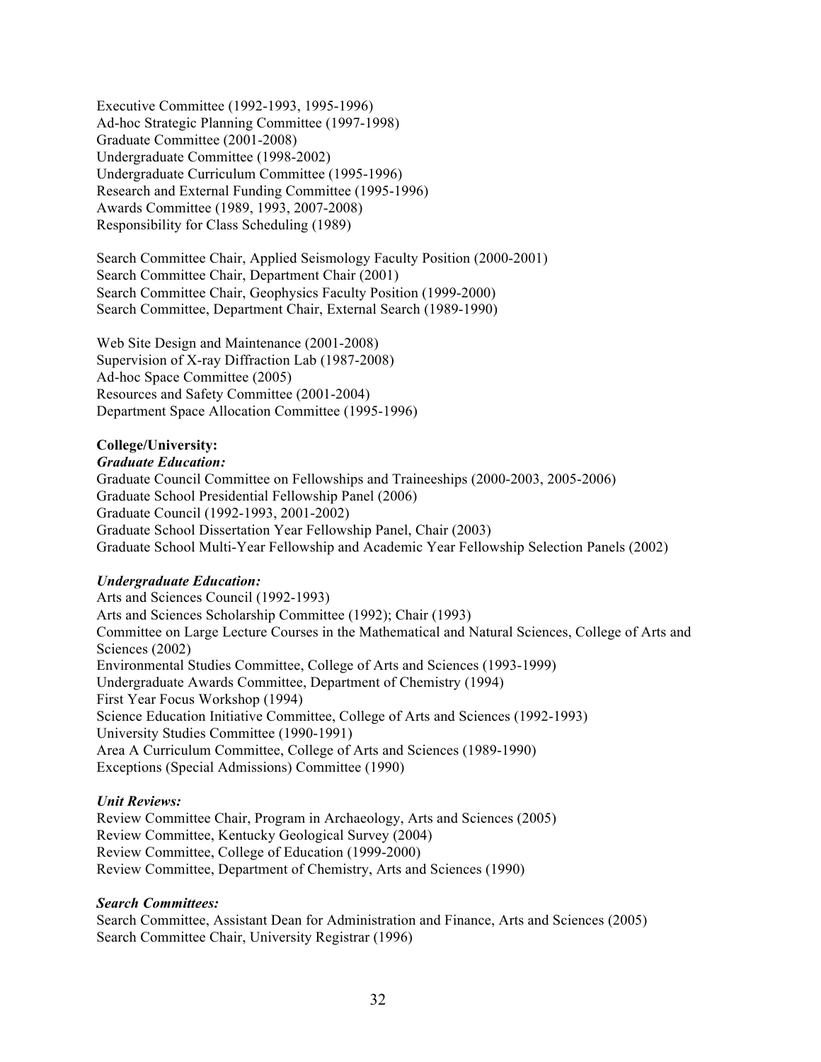Executive Committee (1992-1993, 1995-1996)
Ad-hoc Strategic Planning Committee (1997-1998)
Graduate Committee (2001-2008)
Undergraduate Committee (1998-2002)
Undergraduate Curriculum Committee (1995-1996)
Research and External Funding Committee (1995-1996)
Awards Committee (1989, 1993, 2007-2008)
Responsibility for Class Scheduling (1989)

Search Committee Chair, Applied Seismology Faculty Position (2000-2001)
Search Committee Chair, Department Chair (2001)
Search Committee Chair, Geophysics Faculty Position (1999-2000)
Search Committee, Department Chair, External Search (1989-1990)

Web Site Design and Maintenance (2001-2008)
Supervision of X-ray Diffraction Lab (1987-2008)
Ad-hoc Space Committee (2005)
Resources and Safety Committee (2001-2004)
Department Space Allocation Committee (1995-1996)

**College/University:**

***Graduate Education:***

Graduate Council Committee on Fellowships and Traineeships (2000-2003, 2005-2006)
Graduate School Presidential Fellowship Panel (2006)
Graduate Council (1992-1993, 2001-2002)
Graduate School Dissertation Year Fellowship Panel, Chair (2003)
Graduate School Multi-Year Fellowship and Academic Year Fellowship Selection Panels (2002)

***Undergraduate Education:***

Arts and Sciences Council (1992-1993)
Arts and Sciences Scholarship Committee (1992); Chair (1993)
Committee on Large Lecture Courses in the Mathematical and Natural Sciences, College of Arts and Sciences (2002)
Environmental Studies Committee, College of Arts and Sciences (1993-1999)
Undergraduate Awards Committee, Department of Chemistry (1994)
First Year Focus Workshop (1994)
Science Education Initiative Committee, College of Arts and Sciences (1992-1993)
University Studies Committee (1990-1991)
Area A Curriculum Committee, College of Arts and Sciences (1989-1990)
Exceptions (Special Admissions) Committee (1990)

***Unit Reviews:***

Review Committee Chair, Program in Archaeology, Arts and Sciences (2005)
Review Committee, Kentucky Geological Survey (2004)
Review Committee, College of Education (1999-2000)
Review Committee, Department of Chemistry, Arts and Sciences (1990)

***Search Committees:***

Search Committee, Assistant Dean for Administration and Finance, Arts and Sciences (2005)
Search Committee Chair, University Registrar (1996)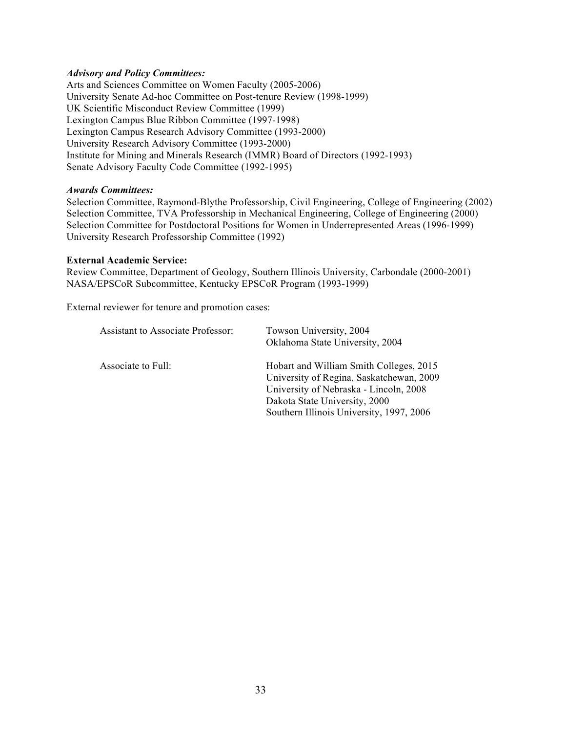***Advisory and Policy Committees:***

Arts and Sciences Committee on Women Faculty (2005-2006)
University Senate Ad-hoc Committee on Post-tenure Review (1998-1999)
UK Scientific Misconduct Review Committee (1999)
Lexington Campus Blue Ribbon Committee (1997-1998)
Lexington Campus Research Advisory Committee (1993-2000)
University Research Advisory Committee (1993-2000)
Institute for Mining and Minerals Research (IMMR) Board of Directors (1992-1993)
Senate Advisory Faculty Code Committee (1992-1995)

***Awards Committees:***

Selection Committee, Raymond-Blythe Professorship, Civil Engineering, College of Engineering (2002)
Selection Committee, TVA Professorship in Mechanical Engineering, College of Engineering (2000)
Selection Committee for Postdoctoral Positions for Women in Underrepresented Areas (1996-1999)
University Research Professorship Committee (1992)

**External Academic Service:**

Review Committee, Department of Geology, Southern Illinois University, Carbondale (2000-2001)
NASA/EPSCoR Subcommittee, Kentucky EPSCoR Program (1993-1999)

External reviewer for tenure and promotion cases:

| | |
|---|---|
| Assistant to Associate Professor: | Towson University, 2004<br>Oklahoma State University, 2004 |
| Associate to Full: | Hobart and William Smith Colleges, 2015<br>University of Regina, Saskatchewan, 2009<br>University of Nebraska - Lincoln, 2008<br>Dakota State University, 2000<br>Southern Illinois University, 1997, 2006 |